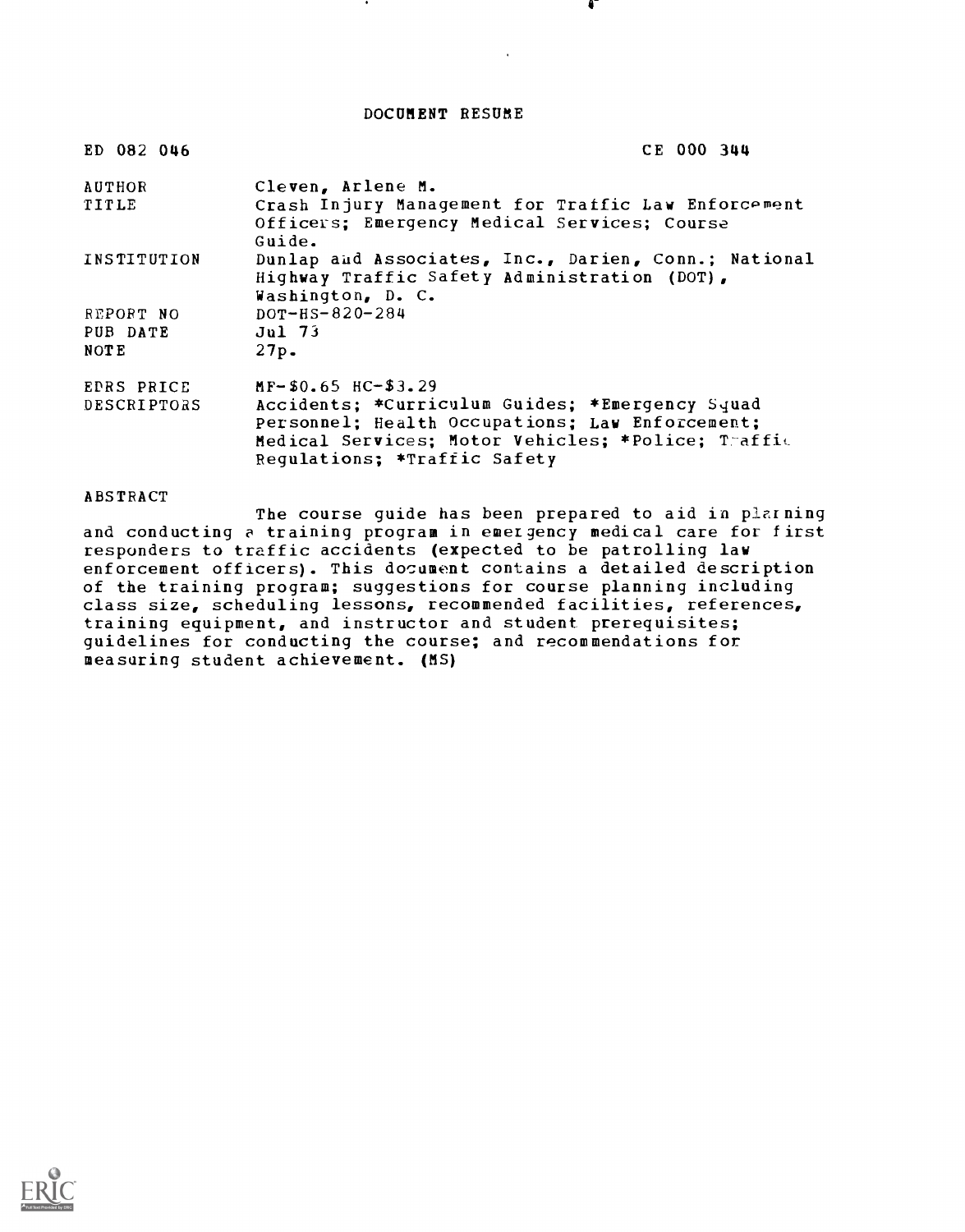# DOCUMENT RESUME

| | |
|---|---|
| ED 082 046 | CE 000 344 |
| AUTHOR | Cleven, Arlene M. |
| TITLE | Crash Injury Management for Traffic Law Enforcement Officers; Emergency Medical Services; Course Guide. |
| INSTITUTION | Dunlap and Associates, Inc., Darien, Conn.; National Highway Traffic Safety Administration (DOT), Washington, D. C. |
| REPORT NO | DOT-HS-820-284 |
| PUB DATE | Jul 73 |
| NOTE | 27p. |
| EDRS PRICE | MF-$0.65 HC-$3.29 |
| DESCRIPTORS | Accidents; *Curriculum Guides; *Emergency Squad Personnel; Health Occupations; Law Enforcement; Medical Services; Motor Vehicles; *Police; Traffic Regulations; *Traffic Safety |

ABSTRACT

The course guide has been prepared to aid in planning and conducting a training program in emergency medical care for first responders to traffic accidents (expected to be patrolling law enforcement officers). This document contains a detailed description of the training program; suggestions for course planning including class size, scheduling lessons, recommended facilities, references, training equipment, and instructor and student prerequisites; guidelines for conducting the course; and recommendations for measuring student achievement. (MS)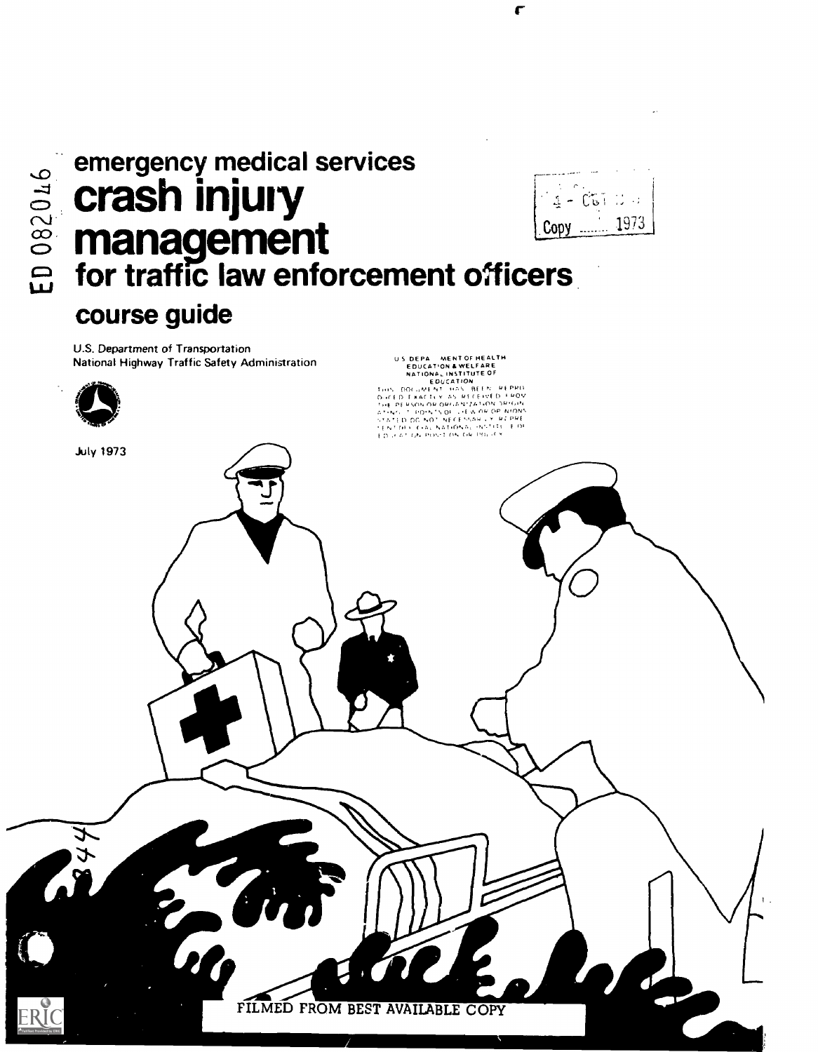ED 082046

# emergency medical services

# crash injury management

# for traffic law enforcement officers

## course guide

Copy ....... 1973

U.S. Department of Transportation
National Highway Traffic Safety Administration

U S DEPARTMENT OF HEALTH
EDUCATION & WELFARE
NATIONAL INSTITUTE OF
EDUCATION
THIS DOCUMENT HAS BEEN REPRODUCED EXACTLY AS RECEIVED FROM THE PERSON OR ORGANIZATION ORIGINATING IT. POINTS OF VIEW OR OPINIONS STATED DO NOT NECESSARILY REPRESENT OFFICIAL NATIONAL INSTITUTE OF EDUCATION POSITION OR POLICY

July 1973

FILMED FROM BEST AVAILABLE COPY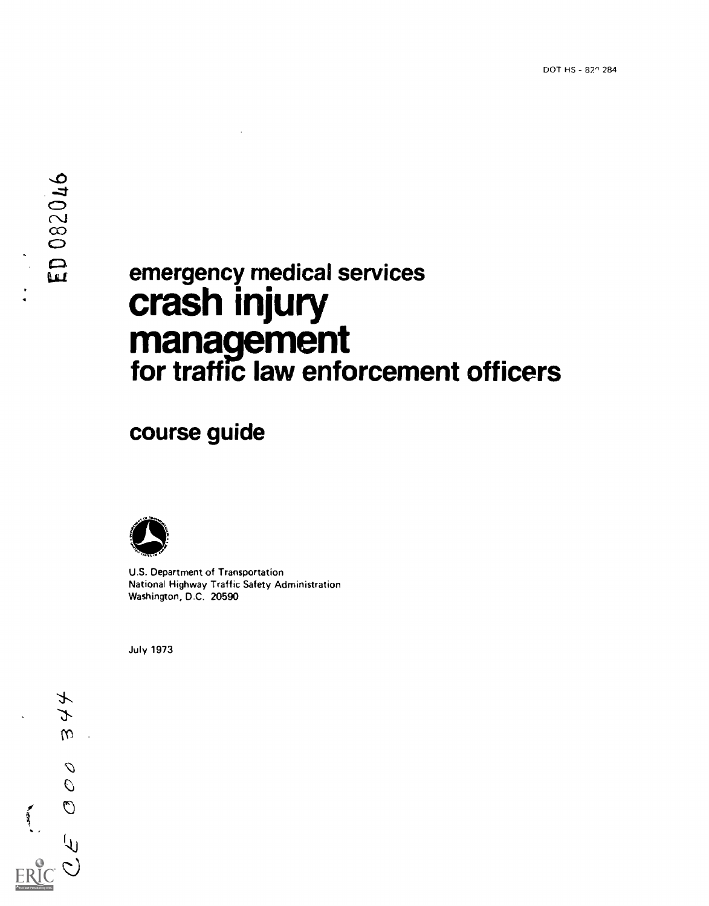DOT HS - 820 284

ED 082046

# emergency medical services
# crash injury management
## for traffic law enforcement officers

## course guide

U.S. Department of Transportation
National Highway Traffic Safety Administration
Washington, D.C. 20590

July 1973

CE 000 344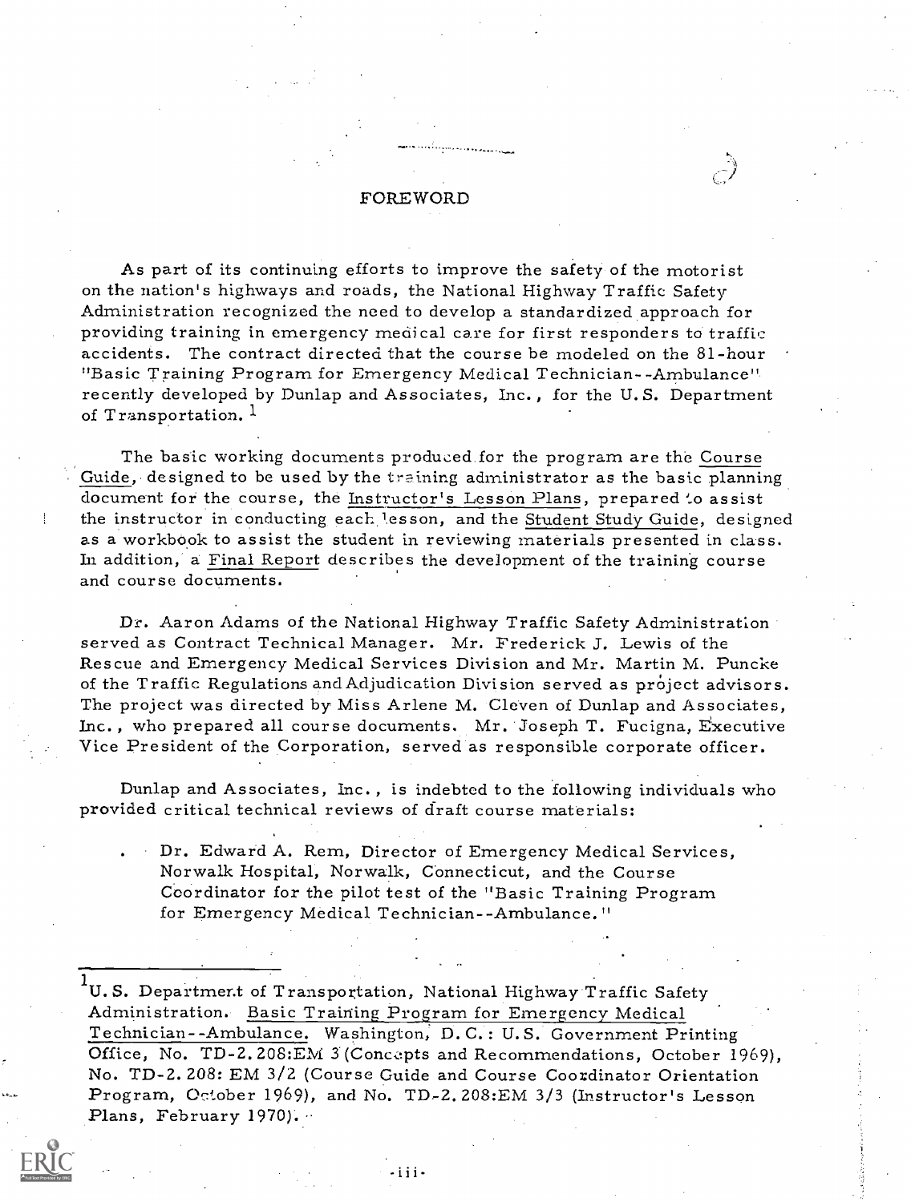# FOREWORD

As part of its continuing efforts to improve the safety of the motorist on the nation's highways and roads, the National Highway Traffic Safety Administration recognized the need to develop a standardized approach for providing training in emergency medical care for first responders to traffic accidents. The contract directed that the course be modeled on the 81-hour "Basic Training Program for Emergency Medical Technician--Ambulance" recently developed by Dunlap and Associates, Inc., for the U.S. Department of Transportation.[1]

The basic working documents produced for the program are the Course Guide, designed to be used by the training administrator as the basic planning document for the course, the Instructor's Lesson Plans, prepared to assist the instructor in conducting each lesson, and the Student Study Guide, designed as a workbook to assist the student in reviewing materials presented in class. In addition, a Final Report describes the development of the training course and course documents.

Dr. Aaron Adams of the National Highway Traffic Safety Administration served as Contract Technical Manager. Mr. Frederick J. Lewis of the Rescue and Emergency Medical Services Division and Mr. Martin M. Puncke of the Traffic Regulations and Adjudication Division served as project advisors. The project was directed by Miss Arlene M. Cleven of Dunlap and Associates, Inc., who prepared all course documents. Mr. Joseph T. Fucigna, Executive Vice President of the Corporation, served as responsible corporate officer.

Dunlap and Associates, Inc., is indebted to the following individuals who provided critical technical reviews of draft course materials:

- Dr. Edward A. Rem, Director of Emergency Medical Services, Norwalk Hospital, Norwalk, Connecticut, and the Course Coordinator for the pilot test of the "Basic Training Program for Emergency Medical Technician--Ambulance."

---

[1] U.S. Department of Transportation, National Highway Traffic Safety Administration. Basic Training Program for Emergency Medical Technician--Ambulance. Washington, D.C.: U.S. Government Printing Office, No. TD-2.208:EM 3 (Concepts and Recommendations, October 1969), No. TD-2.208: EM 3/2 (Course Guide and Course Coordinator Orientation Program, October 1969), and No. TD-2.208:EM 3/3 (Instructor's Lesson Plans, February 1970).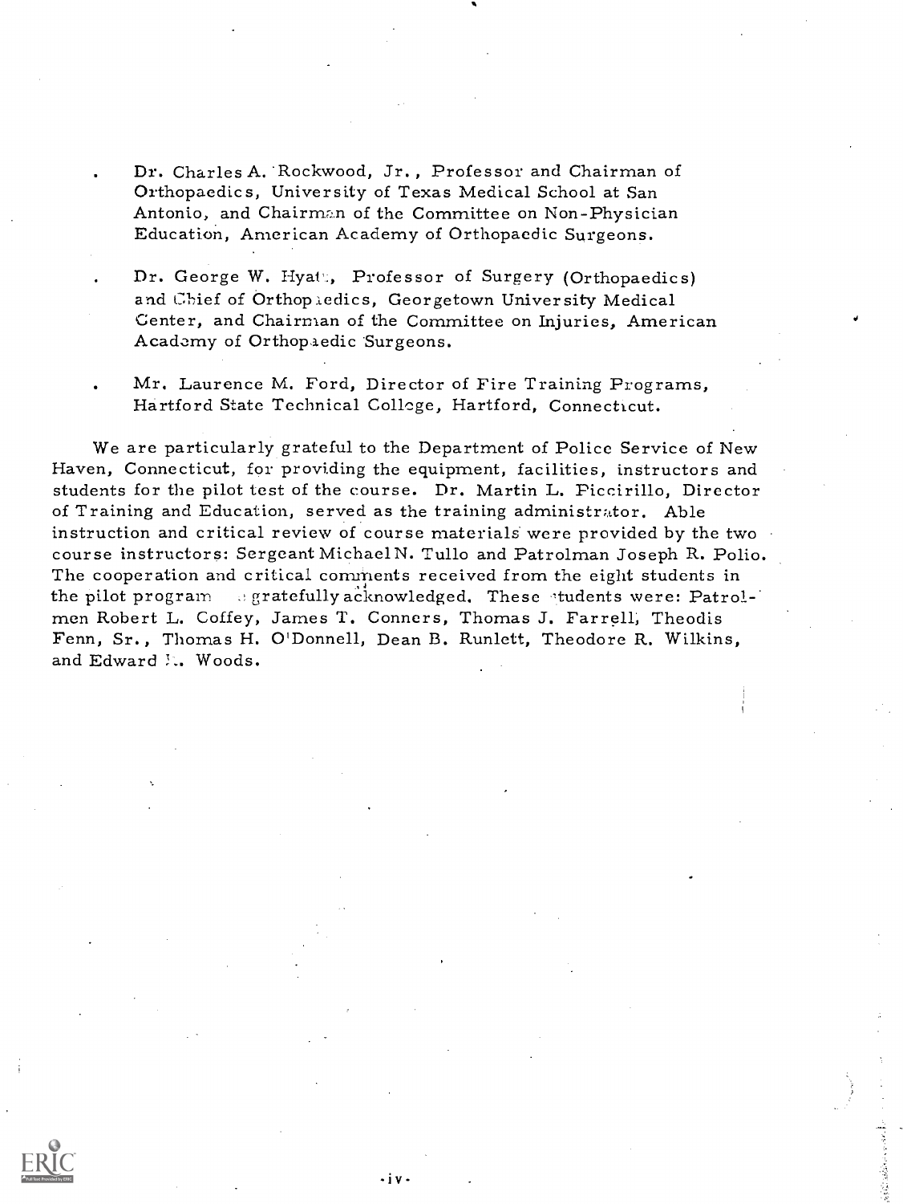- Dr. Charles A. Rockwood, Jr., Professor and Chairman of Orthopaedics, University of Texas Medical School at San Antonio, and Chairman of the Committee on Non-Physician Education, American Academy of Orthopaedic Surgeons.

- Dr. George W. Hyatt, Professor of Surgery (Orthopaedics) and Chief of Orthopaedics, Georgetown University Medical Center, and Chairman of the Committee on Injuries, American Academy of Orthopaedic Surgeons.

- Mr. Laurence M. Ford, Director of Fire Training Programs, Hartford State Technical College, Hartford, Connecticut.

We are particularly grateful to the Department of Police Service of New Haven, Connecticut, for providing the equipment, facilities, instructors and students for the pilot test of the course. Dr. Martin L. Piccirillo, Director of Training and Education, served as the training administrator. Able instruction and critical review of course materials were provided by the two course instructors: Sergeant Michael N. Tullo and Patrolman Joseph R. Polio. The cooperation and critical comments received from the eight students in the pilot program is gratefully acknowledged. These students were: Patrolmen Robert L. Coffey, James T. Conners, Thomas J. Farrell, Theodis Fenn, Sr., Thomas H. O'Donnell, Dean B. Runlett, Theodore R. Wilkins, and Edward R. Woods.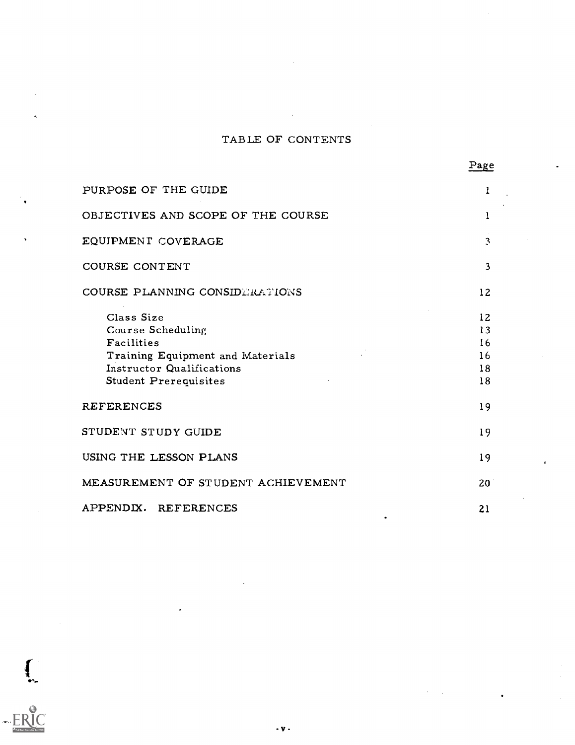# TABLE OF CONTENTS

| | Page |
|---|---|
| PURPOSE OF THE GUIDE | 1 |
| OBJECTIVES AND SCOPE OF THE COURSE | 1 |
| EQUIPMENT COVERAGE | 3 |
| COURSE CONTENT | 3 |
| COURSE PLANNING CONSIDERATIONS | 12 |
| Class Size | 12 |
| Course Scheduling | 13 |
| Facilities | 16 |
| Training Equipment and Materials | 16 |
| Instructor Qualifications | 18 |
| Student Prerequisites | 18 |
| REFERENCES | 19 |
| STUDENT STUDY GUIDE | 19 |
| USING THE LESSON PLANS | 19 |
| MEASUREMENT OF STUDENT ACHIEVEMENT | 20 |
| APPENDIX. REFERENCES | 21 |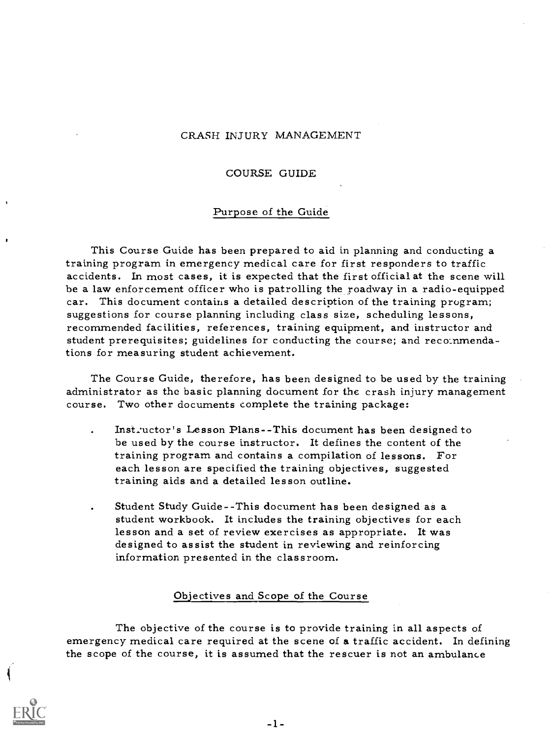# CRASH INJURY MANAGEMENT

## COURSE GUIDE

### Purpose of the Guide

This Course Guide has been prepared to aid in planning and conducting a training program in emergency medical care for first responders to traffic accidents. In most cases, it is expected that the first official at the scene will be a law enforcement officer who is patrolling the roadway in a radio-equipped car. This document contains a detailed description of the training program; suggestions for course planning including class size, scheduling lessons, recommended facilities, references, training equipment, and instructor and student prerequisites; guidelines for conducting the course; and recommendations for measuring student achievement.

The Course Guide, therefore, has been designed to be used by the training administrator as the basic planning document for the crash injury management course. Two other documents complete the training package:

- Instructor's Lesson Plans--This document has been designed to be used by the course instructor. It defines the content of the training program and contains a compilation of lessons. For each lesson are specified the training objectives, suggested training aids and a detailed lesson outline.
- Student Study Guide--This document has been designed as a student workbook. It includes the training objectives for each lesson and a set of review exercises as appropriate. It was designed to assist the student in reviewing and reinforcing information presented in the classroom.

### Objectives and Scope of the Course

The objective of the course is to provide training in all aspects of emergency medical care required at the scene of a traffic accident. In defining the scope of the course, it is assumed that the rescuer is not an ambulance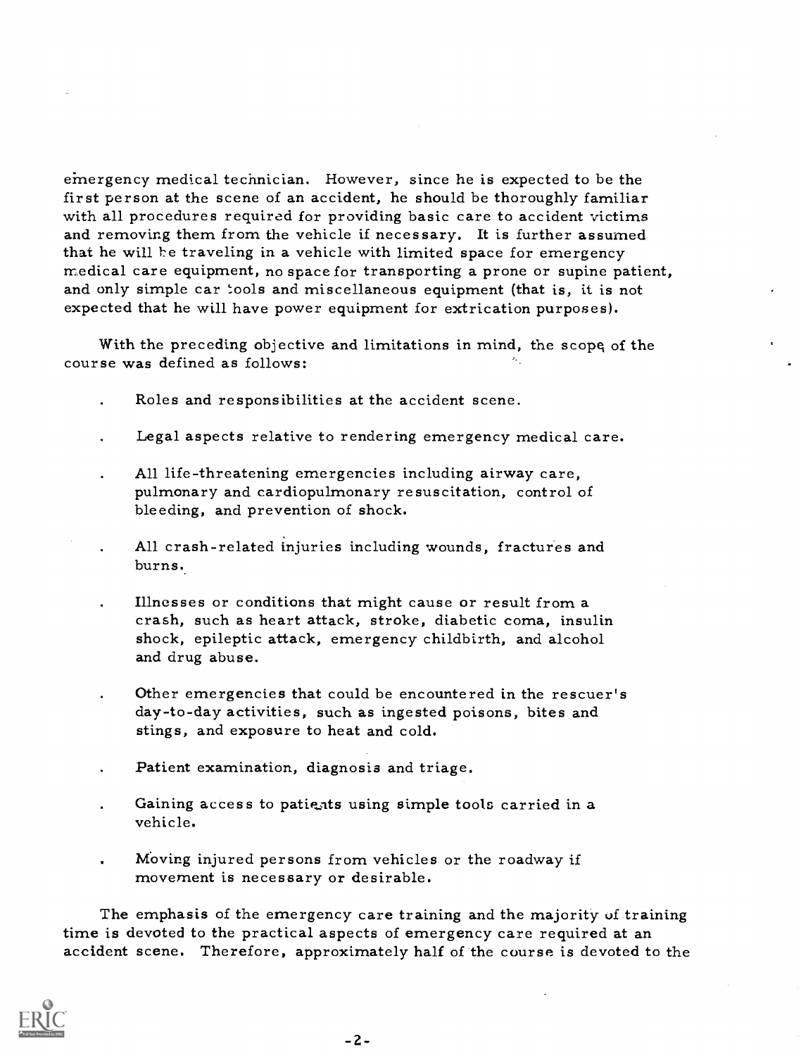emergency medical technician. However, since he is expected to be the first person at the scene of an accident, he should be thoroughly familiar with all procedures required for providing basic care to accident victims and removing them from the vehicle if necessary. It is further assumed that he will be traveling in a vehicle with limited space for emergency medical care equipment, no space for transporting a prone or supine patient, and only simple car tools and miscellaneous equipment (that is, it is not expected that he will have power equipment for extrication purposes).

With the preceding objective and limitations in mind, the scope of the course was defined as follows:

- Roles and responsibilities at the accident scene.
- Legal aspects relative to rendering emergency medical care.
- All life-threatening emergencies including airway care, pulmonary and cardiopulmonary resuscitation, control of bleeding, and prevention of shock.
- All crash-related injuries including wounds, fractures and burns.
- Illnesses or conditions that might cause or result from a crash, such as heart attack, stroke, diabetic coma, insulin shock, epileptic attack, emergency childbirth, and alcohol and drug abuse.
- Other emergencies that could be encountered in the rescuer's day-to-day activities, such as ingested poisons, bites and stings, and exposure to heat and cold.
- Patient examination, diagnosis and triage.
- Gaining access to patients using simple tools carried in a vehicle.
- Moving injured persons from vehicles or the roadway if movement is necessary or desirable.

The emphasis of the emergency care training and the majority of training time is devoted to the practical aspects of emergency care required at an accident scene. Therefore, approximately half of the course is devoted to the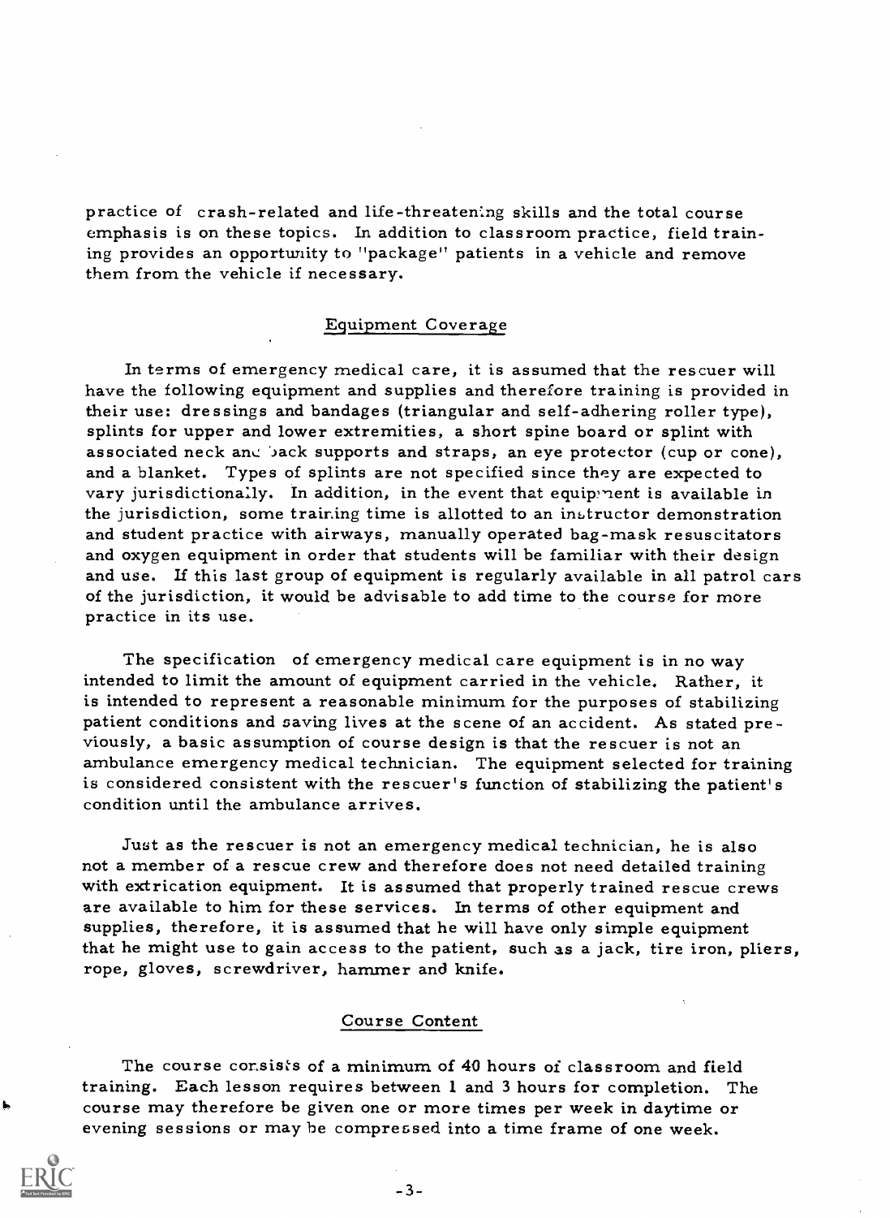practice of crash-related and life-threatening skills and the total course emphasis is on these topics. In addition to classroom practice, field training provides an opportunity to "package" patients in a vehicle and remove them from the vehicle if necessary.

## Equipment Coverage

In terms of emergency medical care, it is assumed that the rescuer will have the following equipment and supplies and therefore training is provided in their use: dressings and bandages (triangular and self-adhering roller type), splints for upper and lower extremities, a short spine board or splint with associated neck and back supports and straps, an eye protector (cup or cone), and a blanket. Types of splints are not specified since they are expected to vary jurisdictionally. In addition, in the event that equipment is available in the jurisdiction, some training time is allotted to an instructor demonstration and student practice with airways, manually operated bag-mask resuscitators and oxygen equipment in order that students will be familiar with their design and use. If this last group of equipment is regularly available in all patrol cars of the jurisdiction, it would be advisable to add time to the course for more practice in its use.

The specification of emergency medical care equipment is in no way intended to limit the amount of equipment carried in the vehicle. Rather, it is intended to represent a reasonable minimum for the purposes of stabilizing patient conditions and saving lives at the scene of an accident. As stated previously, a basic assumption of course design is that the rescuer is not an ambulance emergency medical technician. The equipment selected for training is considered consistent with the rescuer's function of stabilizing the patient's condition until the ambulance arrives.

Just as the rescuer is not an emergency medical technician, he is also not a member of a rescue crew and therefore does not need detailed training with extrication equipment. It is assumed that properly trained rescue crews are available to him for these services. In terms of other equipment and supplies, therefore, it is assumed that he will have only simple equipment that he might use to gain access to the patient, such as a jack, tire iron, pliers, rope, gloves, screwdriver, hammer and knife.

## Course Content

The course consists of a minimum of 40 hours of classroom and field training. Each lesson requires between 1 and 3 hours for completion. The course may therefore be given one or more times per week in daytime or evening sessions or may be compressed into a time frame of one week.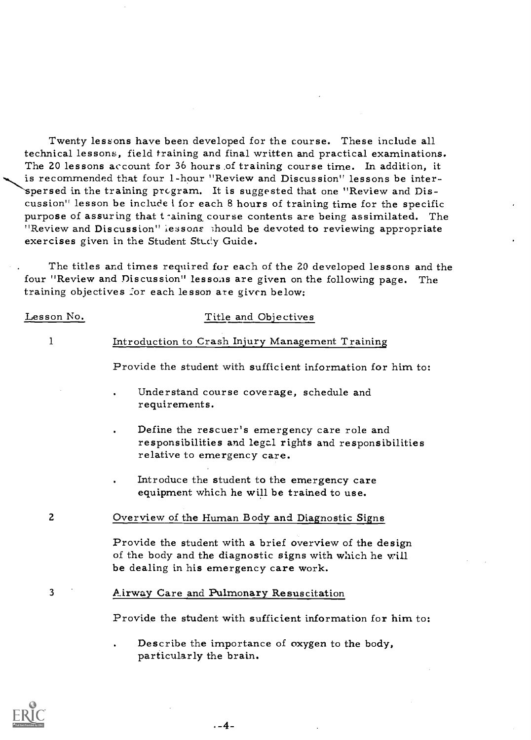Twenty lessons have been developed for the course. These include all technical lessons, field training and final written and practical examinations. The 20 lessons account for 36 hours of training course time. In addition, it is recommended that four 1-hour "Review and Discussion" lessons be interspersed in the training program. It is suggested that one "Review and Discussion" lesson be included for each 8 hours of training time for the specific purpose of assuring that training course contents are being assimilated. The "Review and Discussion" lessons should be devoted to reviewing appropriate exercises given in the Student Study Guide.

The titles and times required for each of the 20 developed lessons and the four "Review and Discussion" lessons are given on the following page. The training objectives for each lesson are given below:

| Lesson No. | Title and Objectives |
|---|---|

**1** — Introduction to Crash Injury Management Training

Provide the student with sufficient information for him to:

- Understand course coverage, schedule and requirements.
- Define the rescuer's emergency care role and responsibilities and legal rights and responsibilities relative to emergency care.
- Introduce the student to the emergency care equipment which he will be trained to use.

**2** — Overview of the Human Body and Diagnostic Signs

Provide the student with a brief overview of the design of the body and the diagnostic signs with which he will be dealing in his emergency care work.

**3** — Airway Care and Pulmonary Resuscitation

Provide the student with sufficient information for him to:

- Describe the importance of oxygen to the body, particularly the brain.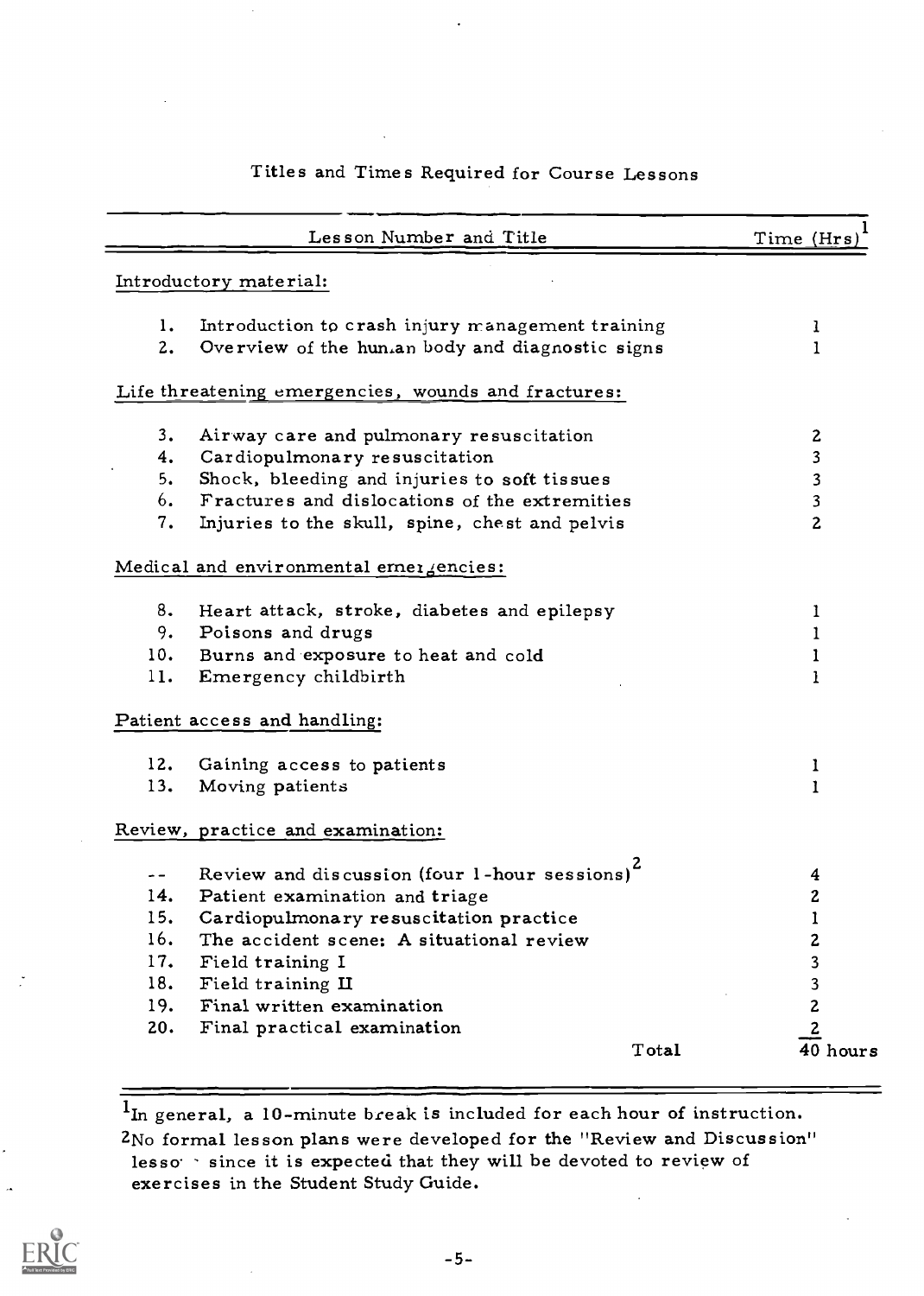## Titles and Times Required for Course Lessons

| Lesson Number and Title | Time (Hrs)[1] |
|---|---|
| **Introductory material:** | |
| 1. Introduction to crash injury management training | 1 |
| 2. Overview of the human body and diagnostic signs | 1 |
| **Life threatening emergencies, wounds and fractures:** | |
| 3. Airway care and pulmonary resuscitation | 2 |
| 4. Cardiopulmonary resuscitation | 3 |
| 5. Shock, bleeding and injuries to soft tissues | 3 |
| 6. Fractures and dislocations of the extremities | 3 |
| 7. Injuries to the skull, spine, chest and pelvis | 2 |
| **Medical and environmental emergencies:** | |
| 8. Heart attack, stroke, diabetes and epilepsy | 1 |
| 9. Poisons and drugs | 1 |
| 10. Burns and exposure to heat and cold | 1 |
| 11. Emergency childbirth | 1 |
| **Patient access and handling:** | |
| 12. Gaining access to patients | 1 |
| 13. Moving patients | 1 |
| **Review, practice and examination:** | |
| -- Review and discussion (four 1-hour sessions)[2] | 4 |
| 14. Patient examination and triage | 2 |
| 15. Cardiopulmonary resuscitation practice | 1 |
| 16. The accident scene: A situational review | 2 |
| 17. Field training I | 3 |
| 18. Field training II | 3 |
| 19. Final written examination | 2 |
| 20. Final practical examination | 2 |
| Total | 40 hours |

[1]In general, a 10-minute break is included for each hour of instruction.

[2]No formal lesson plans were developed for the "Review and Discussion" lessons since it is expected that they will be devoted to review of exercises in the Student Study Guide.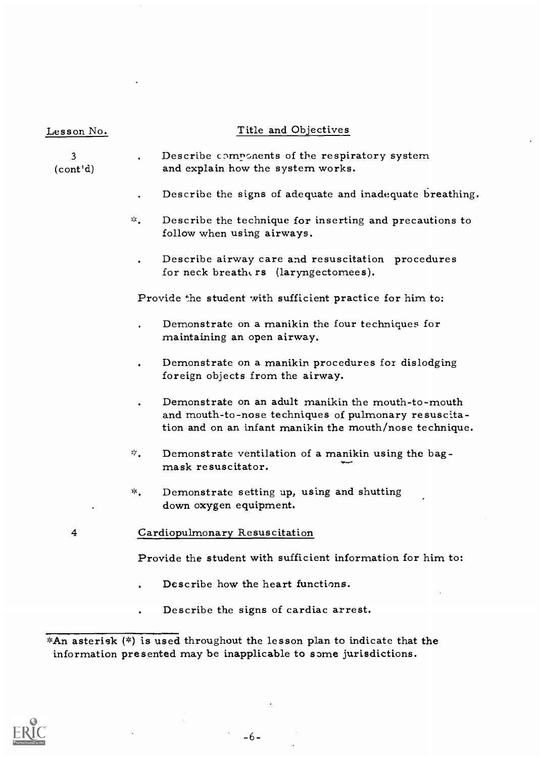| Lesson No. | Title and Objectives |
|---|---|
| 3 (cont'd) | . Describe components of the respiratory system and explain how the system works. |
| | . Describe the signs of adequate and inadequate breathing. |
| | *. Describe the technique for inserting and precautions to follow when using airways. |
| | . Describe airway care and resuscitation procedures for neck breathers (laryngectomees). |
| | Provide the student with sufficient practice for him to: |
| | . Demonstrate on a manikin the four techniques for maintaining an open airway. |
| | . Demonstrate on a manikin procedures for dislodging foreign objects from the airway. |
| | . Demonstrate on an adult manikin the mouth-to-mouth and mouth-to-nose techniques of pulmonary resuscitation and on an infant manikin the mouth/nose technique. |
| | *. Demonstrate ventilation of a manikin using the bag-mask resuscitator. |
| | *. Demonstrate setting up, using and shutting down oxygen equipment. |
| 4 | Cardiopulmonary Resuscitation |
| | Provide the student with sufficient information for him to: |
| | . Describe how the heart functions. |
| | . Describe the signs of cardiac arrest. |

*An asterisk (*) is used throughout the lesson plan to indicate that the information presented may be inapplicable to some jurisdictions.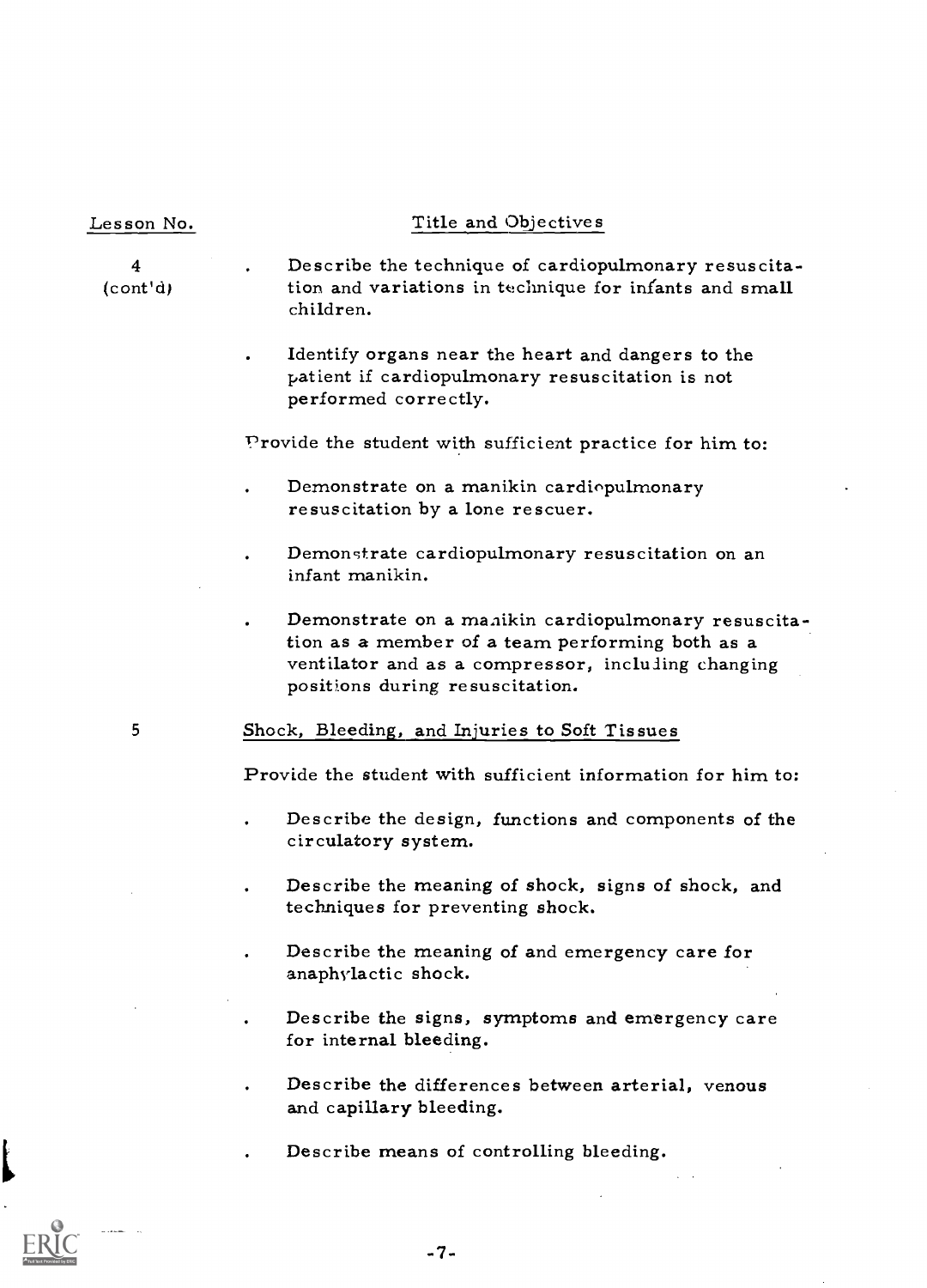| Lesson No. | Title and Objectives |
|---|---|
| 4 (cont'd) | . Describe the technique of cardiopulmonary resuscitation and variations in technique for infants and small children. |
| | . Identify organs near the heart and dangers to the patient if cardiopulmonary resuscitation is not performed correctly. |
| | Provide the student with sufficient practice for him to: |
| | . Demonstrate on a manikin cardiopulmonary resuscitation by a lone rescuer. |
| | . Demonstrate cardiopulmonary resuscitation on an infant manikin. |
| | . Demonstrate on a manikin cardiopulmonary resuscitation as a member of a team performing both as a ventilator and as a compressor, including changing positions during resuscitation. |
| 5 | Shock, Bleeding, and Injuries to Soft Tissues |
| | Provide the student with sufficient information for him to: |
| | . Describe the design, functions and components of the circulatory system. |
| | . Describe the meaning of shock, signs of shock, and techniques for preventing shock. |
| | . Describe the meaning of and emergency care for anaphylactic shock. |
| | . Describe the signs, symptoms and emergency care for internal bleeding. |
| | . Describe the differences between arterial, venous and capillary bleeding. |
| | . Describe means of controlling bleeding. |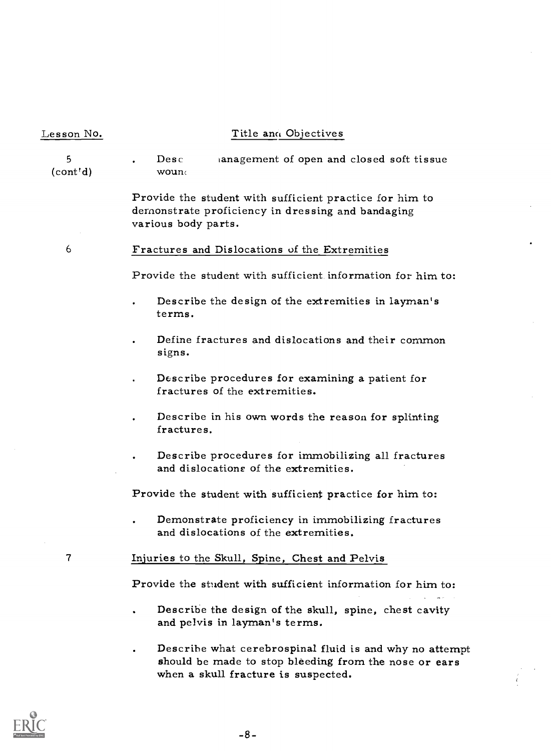| Lesson No. | Title and Objectives |
|---|---|
| 5 (cont'd) | . Desc ianagement of open and closed soft tissue wound |
| | Provide the student with sufficient practice for him to demonstrate proficiency in dressing and bandaging various body parts. |
| 6 | Fractures and Dislocations of the Extremities |
| | Provide the student with sufficient information for him to: |
| | . Describe the design of the extremities in layman's terms. |
| | . Define fractures and dislocations and their common signs. |
| | . Describe procedures for examining a patient for fractures of the extremities. |
| | . Describe in his own words the reason for splinting fractures. |
| | . Describe procedures for immobilizing all fractures and dislocations of the extremities. |
| | Provide the student with sufficient practice for him to: |
| | . Demonstrate proficiency in immobilizing fractures and dislocations of the extremities. |
| 7 | Injuries to the Skull, Spine, Chest and Pelvis |
| | Provide the student with sufficient information for him to: |
| | . Describe the design of the skull, spine, chest cavity and pelvis in layman's terms. |
| | . Describe what cerebrospinal fluid is and why no attempt should be made to stop bleeding from the nose or ears when a skull fracture is suspected. |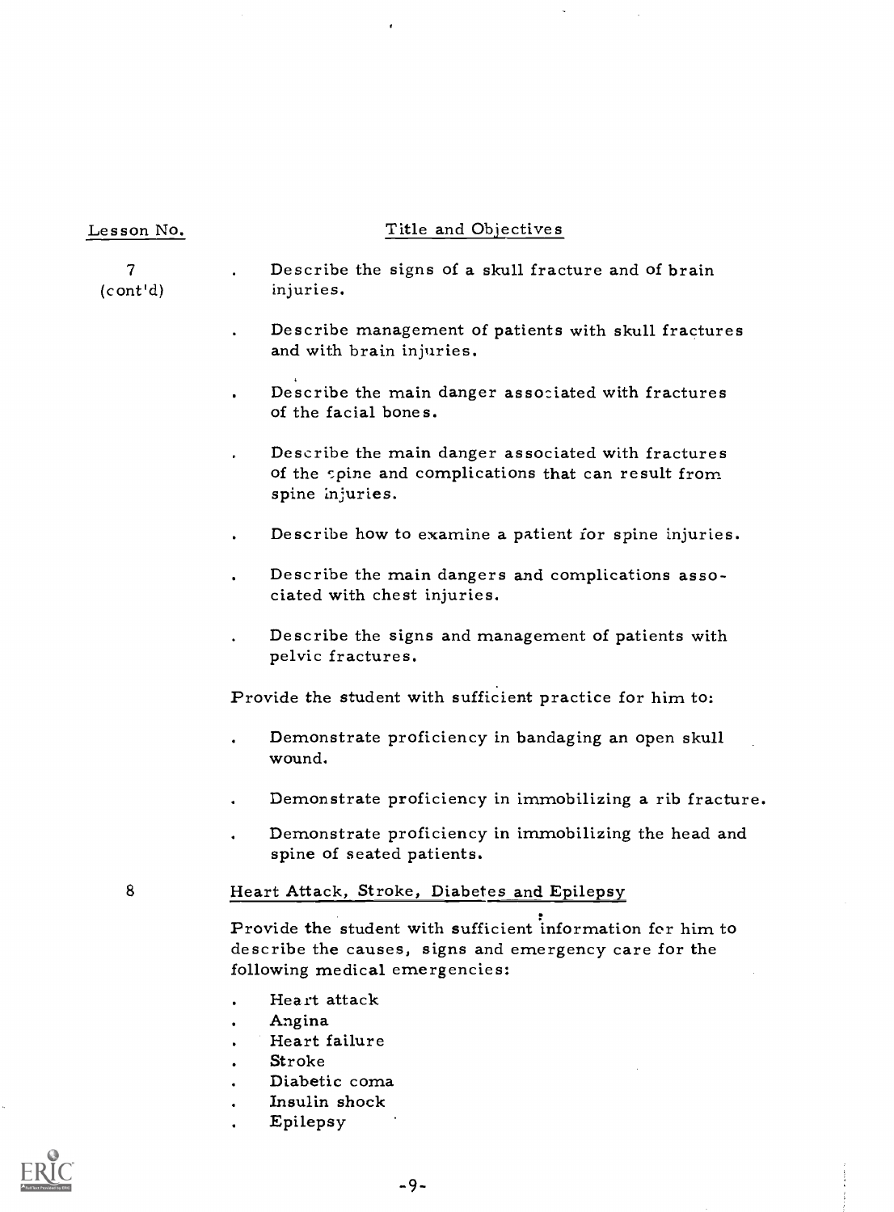| Lesson No. | Title and Objectives |
|---|---|
| 7 (cont'd) | |

- Describe the signs of a skull fracture and of brain injuries.
- Describe management of patients with skull fractures and with brain injuries.
- Describe the main danger associated with fractures of the facial bones.
- Describe the main danger associated with fractures of the spine and complications that can result from spine injuries.
- Describe how to examine a patient for spine injuries.
- Describe the main dangers and complications associated with chest injuries.
- Describe the signs and management of patients with pelvic fractures.

Provide the student with sufficient practice for him to:

- Demonstrate proficiency in bandaging an open skull wound.
- Demonstrate proficiency in immobilizing a rib fracture.
- Demonstrate proficiency in immobilizing the head and spine of seated patients.

8 <u>Heart Attack, Stroke, Diabetes and Epilepsy</u>

Provide the student with sufficient information for him to describe the causes, signs and emergency care for the following medical emergencies:

- Heart attack
- Angina
- Heart failure
- Stroke
- Diabetic coma
- Insulin shock
- Epilepsy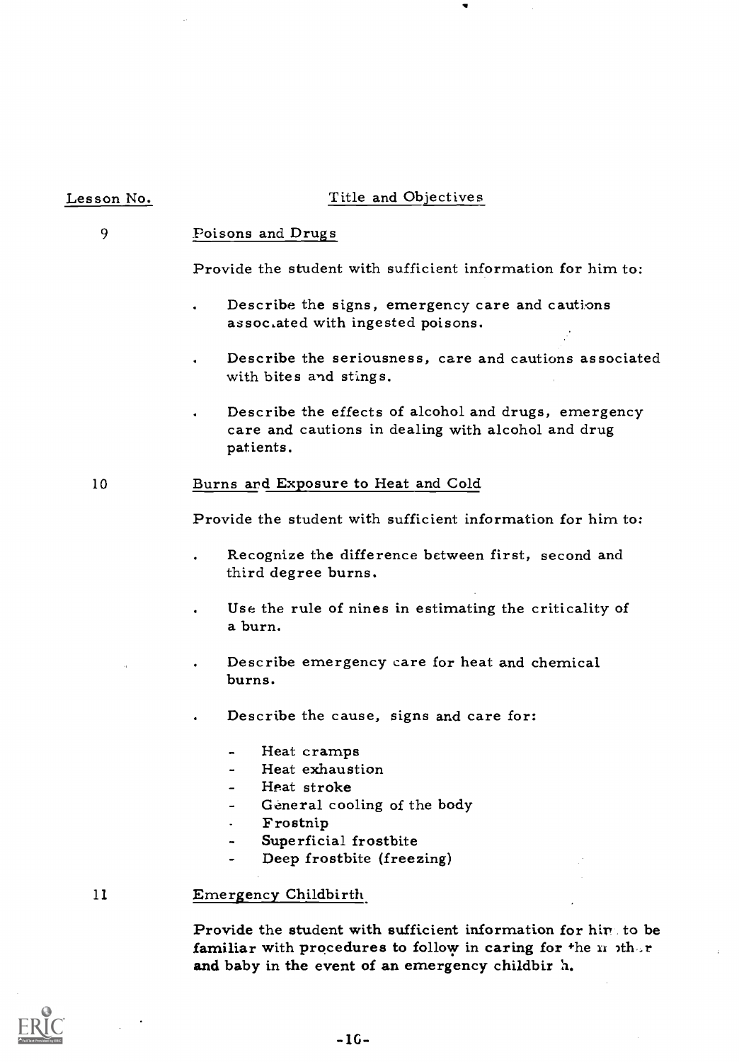| Lesson No. | Title and Objectives |
|---|---|

**9** — Poisons and Drugs

Provide the student with sufficient information for him to:

- Describe the signs, emergency care and cautions associated with ingested poisons.
- Describe the seriousness, care and cautions associated with bites and stings.
- Describe the effects of alcohol and drugs, emergency care and cautions in dealing with alcohol and drug patients.

**10** — Burns and Exposure to Heat and Cold

Provide the student with sufficient information for him to:

- Recognize the difference between first, second and third degree burns.
- Use the rule of nines in estimating the criticality of a burn.
- Describe emergency care for heat and chemical burns.
- Describe the cause, signs and care for:
  - Heat cramps
  - Heat exhaustion
  - Heat stroke
  - General cooling of the body
  - Frostnip
  - Superficial frostbite
  - Deep frostbite (freezing)

**11** — Emergency Childbirth

Provide the student with sufficient information for him to be familiar with procedures to follow in caring for the mother and baby in the event of an emergency childbirth.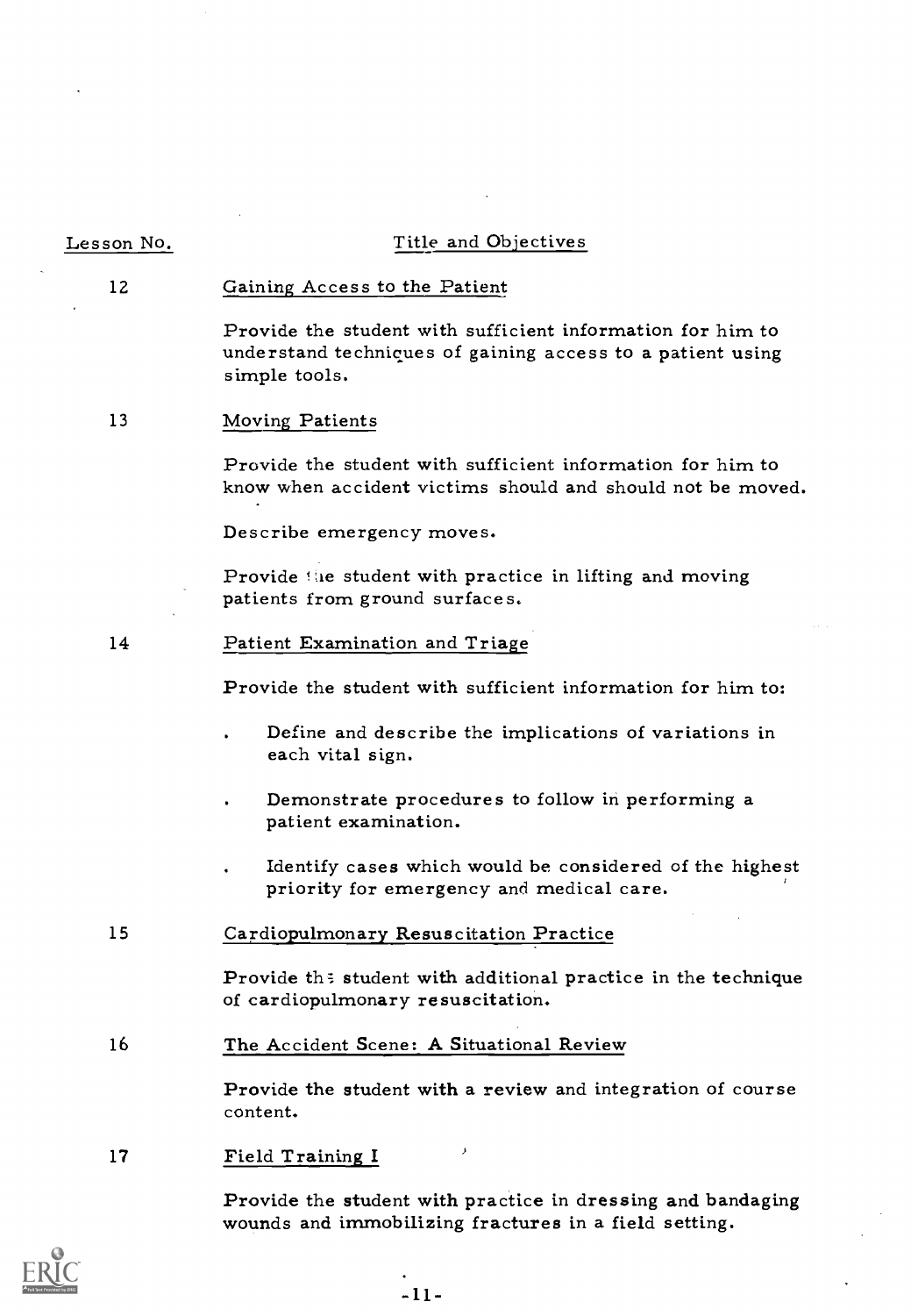| Lesson No. | Title and Objectives |
|---|---|
| 12 | Gaining Access to the Patient |

Provide the student with sufficient information for him to understand techniques of gaining access to a patient using simple tools.

**13 — Moving Patients**

Provide the student with sufficient information for him to know when accident victims should and should not be moved.

Describe emergency moves.

Provide the student with practice in lifting and moving patients from ground surfaces.

**14 — Patient Examination and Triage**

Provide the student with sufficient information for him to:

- Define and describe the implications of variations in each vital sign.
- Demonstrate procedures to follow in performing a patient examination.
- Identify cases which would be considered of the highest priority for emergency and medical care.

**15 — Cardiopulmonary Resuscitation Practice**

Provide the student with additional practice in the technique of cardiopulmonary resuscitation.

**16 — The Accident Scene: A Situational Review**

Provide the student with a review and integration of course content.

**17 — Field Training I**

Provide the student with practice in dressing and bandaging wounds and immobilizing fractures in a field setting.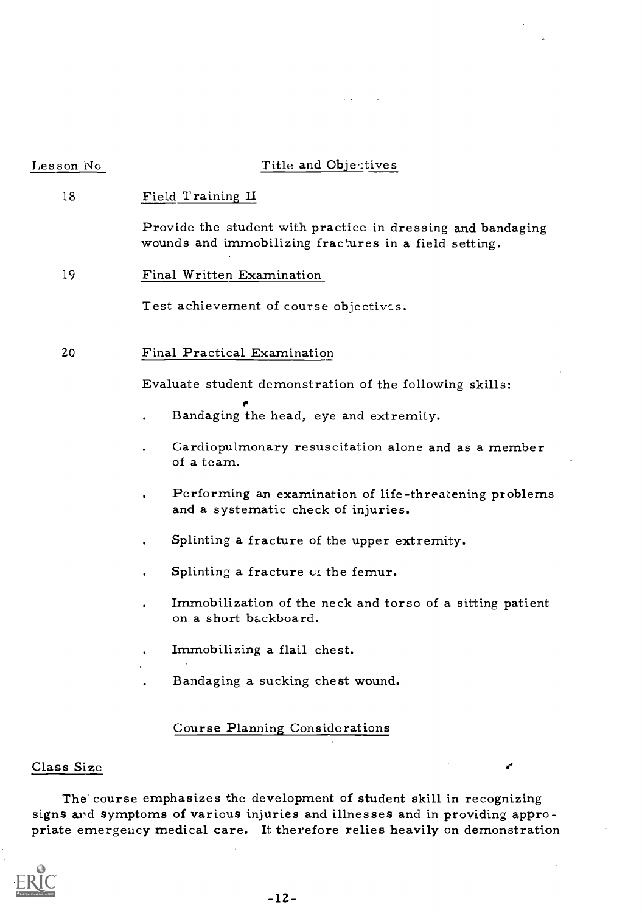| Lesson No | Title and Objectives |
|---|---|
| 18 | Field Training II |
| | Provide the student with practice in dressing and bandaging wounds and immobilizing fractures in a field setting. |
| 19 | Final Written Examination |
| | Test achievement of course objectives. |
| 20 | Final Practical Examination |
| | Evaluate student demonstration of the following skills: |

- Bandaging the head, eye and extremity.
- Cardiopulmonary resuscitation alone and as a member of a team.
- Performing an examination of life-threatening problems and a systematic check of injuries.
- Splinting a fracture of the upper extremity.
- Splinting a fracture of the femur.
- Immobilization of the neck and torso of a sitting patient on a short backboard.
- Immobilizing a flail chest.
- Bandaging a sucking chest wound.

## Course Planning Considerations

### Class Size

The course emphasizes the development of student skill in recognizing signs and symptoms of various injuries and illnesses and in providing appropriate emergency medical care. It therefore relies heavily on demonstration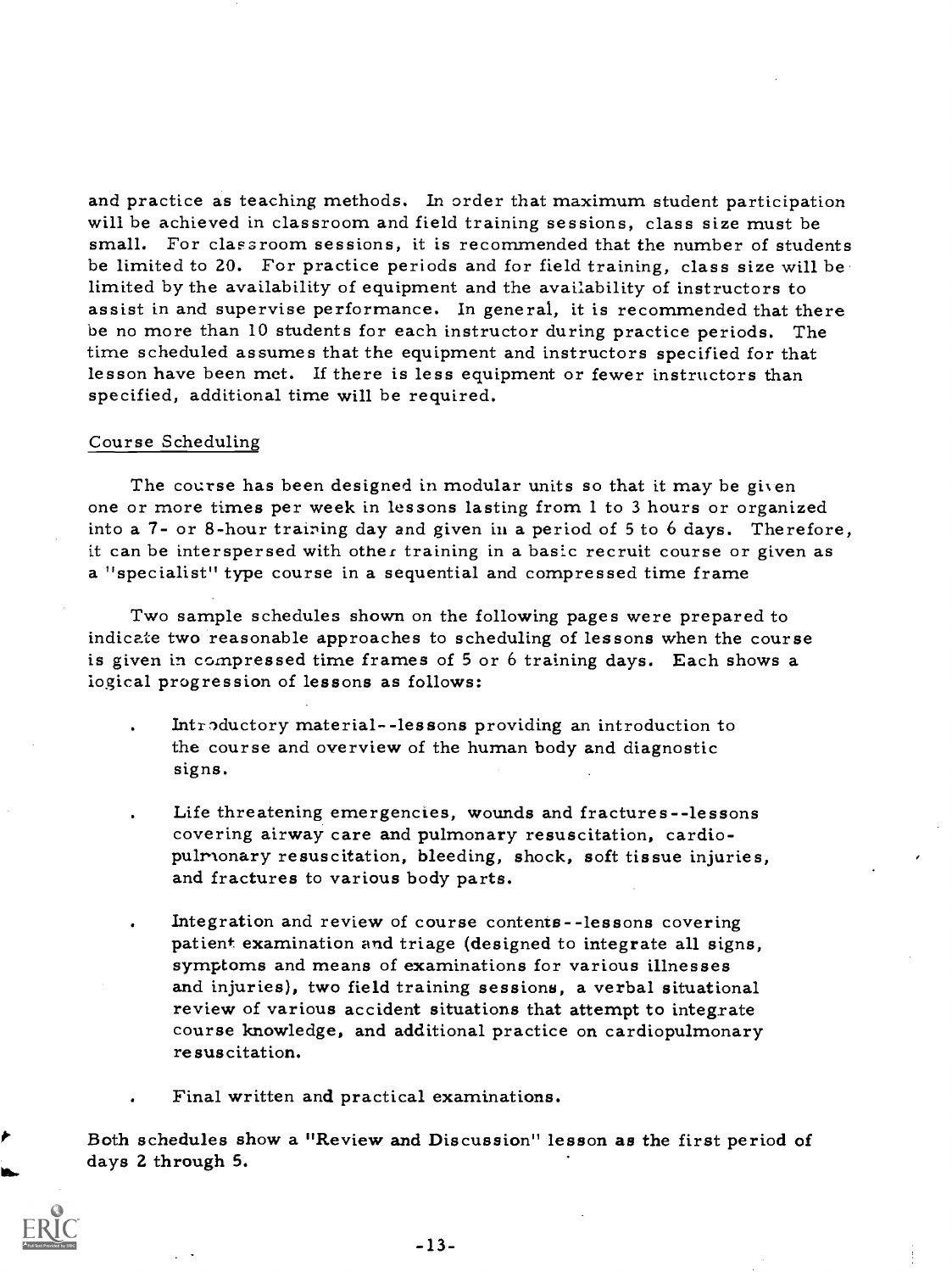and practice as teaching methods. In order that maximum student participation will be achieved in classroom and field training sessions, class size must be small. For classroom sessions, it is recommended that the number of students be limited to 20. For practice periods and for field training, class size will be limited by the availability of equipment and the availability of instructors to assist in and supervise performance. In general, it is recommended that there be no more than 10 students for each instructor during practice periods. The time scheduled assumes that the equipment and instructors specified for that lesson have been met. If there is less equipment or fewer instructors than specified, additional time will be required.

## Course Scheduling

The course has been designed in modular units so that it may be given one or more times per week in lessons lasting from 1 to 3 hours or organized into a 7- or 8-hour training day and given in a period of 5 to 6 days. Therefore, it can be interspersed with other training in a basic recruit course or given as a "specialist" type course in a sequential and compressed time frame

Two sample schedules shown on the following pages were prepared to indicate two reasonable approaches to scheduling of lessons when the course is given in compressed time frames of 5 or 6 training days. Each shows a logical progression of lessons as follows:

- Introductory material--lessons providing an introduction to the course and overview of the human body and diagnostic signs.
- Life threatening emergencies, wounds and fractures--lessons covering airway care and pulmonary resuscitation, cardiopulmonary resuscitation, bleeding, shock, soft tissue injuries, and fractures to various body parts.
- Integration and review of course contents--lessons covering patient examination and triage (designed to integrate all signs, symptoms and means of examinations for various illnesses and injuries), two field training sessions, a verbal situational review of various accident situations that attempt to integrate course knowledge, and additional practice on cardiopulmonary resuscitation.
- Final written and practical examinations.

Both schedules show a "Review and Discussion" lesson as the first period of days 2 through 5.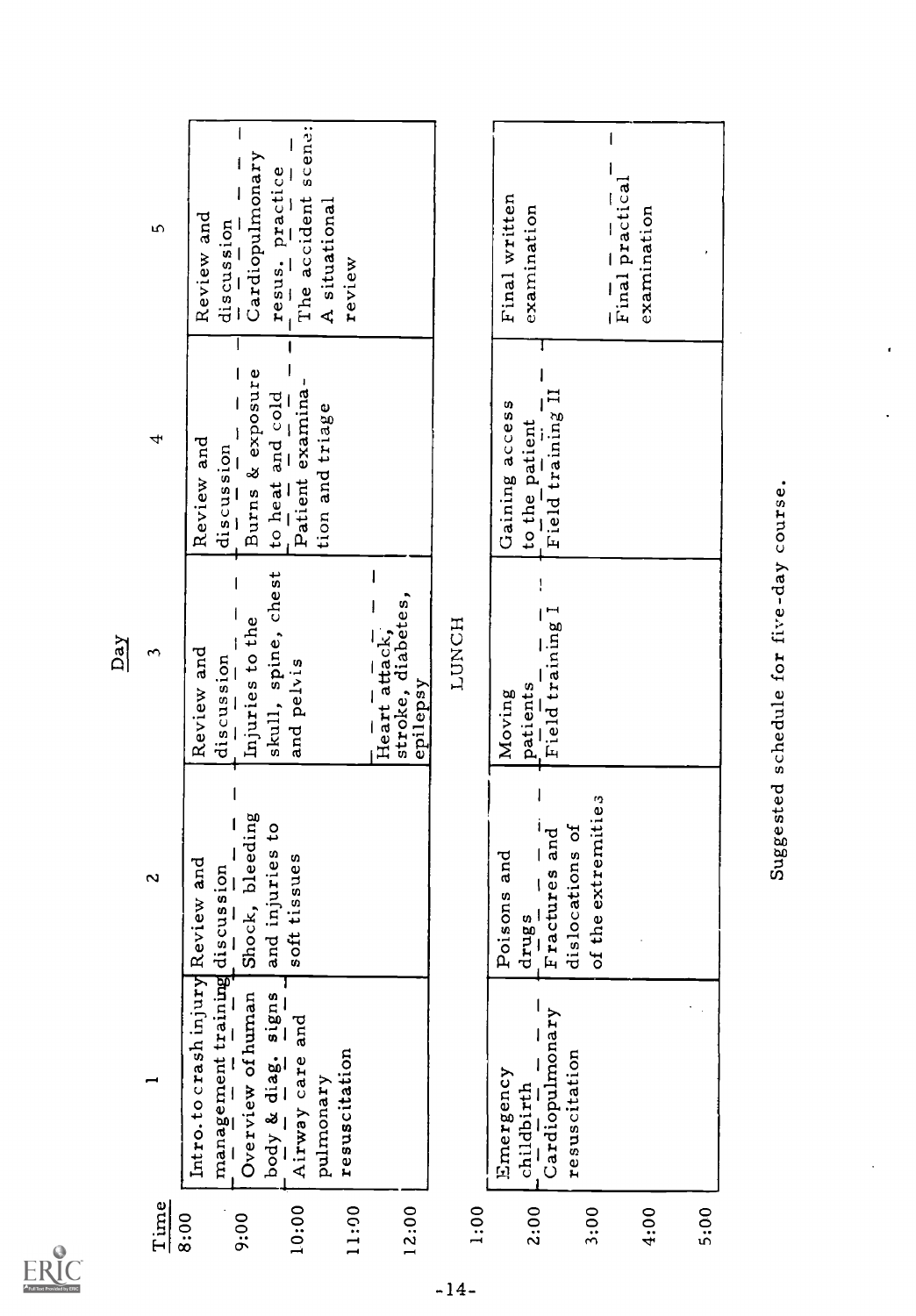| Time | Day 1 | Day 2 | Day 3 | Day 4 | Day 5 |
|---|---|---|---|---|---|
| 8:00 | Intro. to crash injury management training | Review and discussion | Review and discussion | Review and discussion | Review and discussion |
| 9:00 | Overview of human body & diag. signs | Shock, bleeding and injuries to soft tissues | Injuries to the skull, spine, chest and pelvis | Burns & exposure to heat and cold | Cardiopulmonary resus. practice |
| 10:00 | Airway care and pulmonary resuscitation | | | Patient examination and triage | The accident scene: A situational review |
| 11:00 | | | Heart attack, stroke, diabetes, epilepsy | | |
| 12:00 | LUNCH | LUNCH | LUNCH | LUNCH | LUNCH |
| 1:00 | Emergency childbirth | Poisons and drugs | Moving patients | Gaining access to the patient | Final written examination |
| 2:00 | Cardiopulmonary resuscitation | Fractures and dislocations of the extremities | Field training I | Field training II | |
| 3:00 | | | | | Final practical examination |
| 4:00 | | | | | |
| 5:00 | | | | | |

Suggested schedule for five-day course.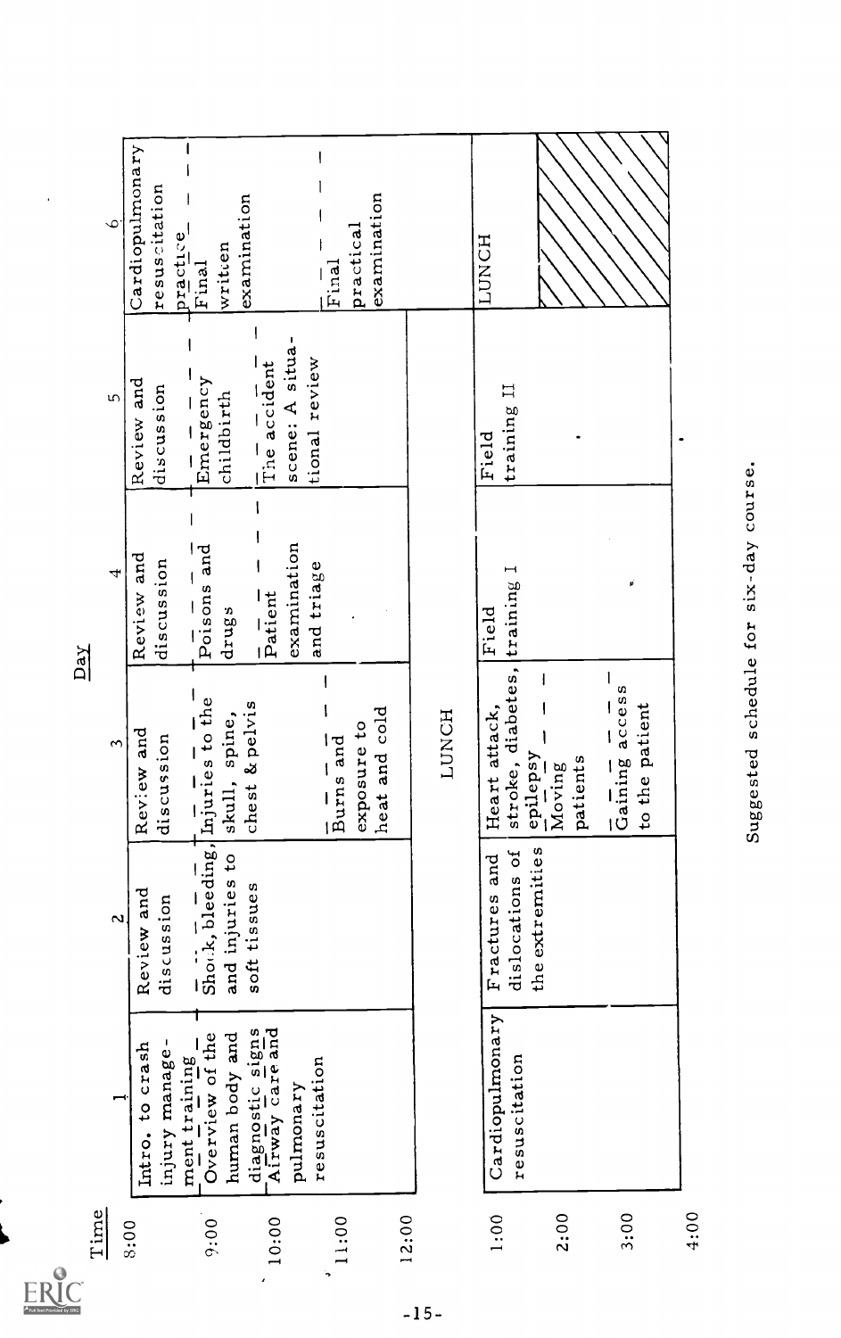| Time | Day 1 | Day 2 | Day 3 | Day 4 | Day 5 | Day 6 |
|---|---|---|---|---|---|---|
| 8:00 | Intro. to crash injury management training | Review and discussion | Review and discussion | Review and discussion | Review and discussion | Cardiopulmonary resuscitation practice |
| 9:00 | Overview of the human body and diagnostic signs | Shock, bleeding, and injuries to soft tissues | Injuries to the skull, spine, chest & pelvis | Poisons and drugs | Emergency childbirth | Final written examination |
| 10:00 | Airway care and pulmonary resuscitation | | | Patient examination and triage | The accident scene: A situational review | |
| 11:00 | | | Burns and exposure to heat and cold | | | Final practical examination |
| 12:00 | LUNCH | LUNCH | LUNCH | LUNCH | LUNCH | |
| 1:00 | Cardiopulmonary resuscitation | Fractures and dislocations of the extremities | Heart attack, stroke, diabetes, epilepsy | Field training I | Field training II | LUNCH |
| 2:00 | | | Moving patients | | | |
| 3:00 | | | Gaining access to the patient | | | |
| 4:00 | | | | | | |

Suggested schedule for six-day course.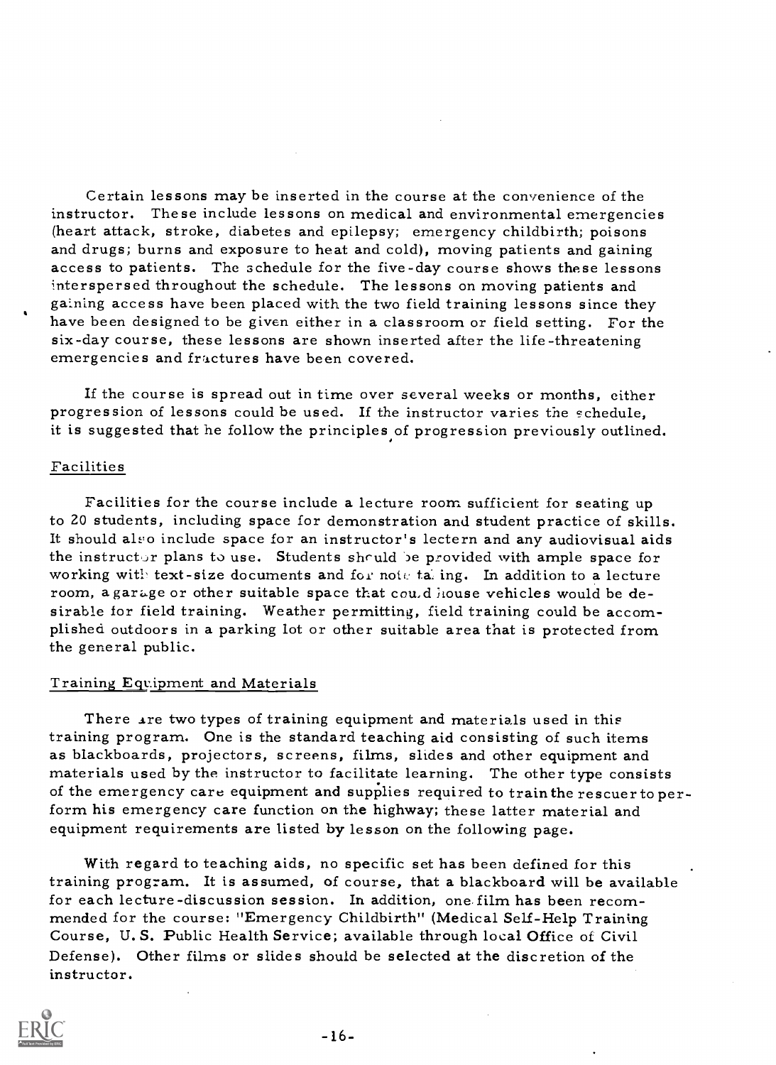Certain lessons may be inserted in the course at the convenience of the instructor. These include lessons on medical and environmental emergencies (heart attack, stroke, diabetes and epilepsy; emergency childbirth; poisons and drugs; burns and exposure to heat and cold), moving patients and gaining access to patients. The schedule for the five-day course shows these lessons interspersed throughout the schedule. The lessons on moving patients and gaining access have been placed with the two field training lessons since they have been designed to be given either in a classroom or field setting. For the six-day course, these lessons are shown inserted after the life-threatening emergencies and fractures have been covered.

If the course is spread out in time over several weeks or months, either progression of lessons could be used. If the instructor varies the schedule, it is suggested that he follow the principles of progression previously outlined.

## Facilities

Facilities for the course include a lecture room sufficient for seating up to 20 students, including space for demonstration and student practice of skills. It should also include space for an instructor's lectern and any audiovisual aids the instructor plans to use. Students should be provided with ample space for working with text-size documents and for note taking. In addition to a lecture room, a garage or other suitable space that could house vehicles would be desirable for field training. Weather permitting, field training could be accomplished outdoors in a parking lot or other suitable area that is protected from the general public.

## Training Equipment and Materials

There are two types of training equipment and materials used in this training program. One is the standard teaching aid consisting of such items as blackboards, projectors, screens, films, slides and other equipment and materials used by the instructor to facilitate learning. The other type consists of the emergency care equipment and supplies required to train the rescuer to perform his emergency care function on the highway; these latter material and equipment requirements are listed by lesson on the following page.

With regard to teaching aids, no specific set has been defined for this training program. It is assumed, of course, that a blackboard will be available for each lecture-discussion session. In addition, one film has been recommended for the course: "Emergency Childbirth" (Medical Self-Help Training Course, U. S. Public Health Service; available through local Office of Civil Defense). Other films or slides should be selected at the discretion of the instructor.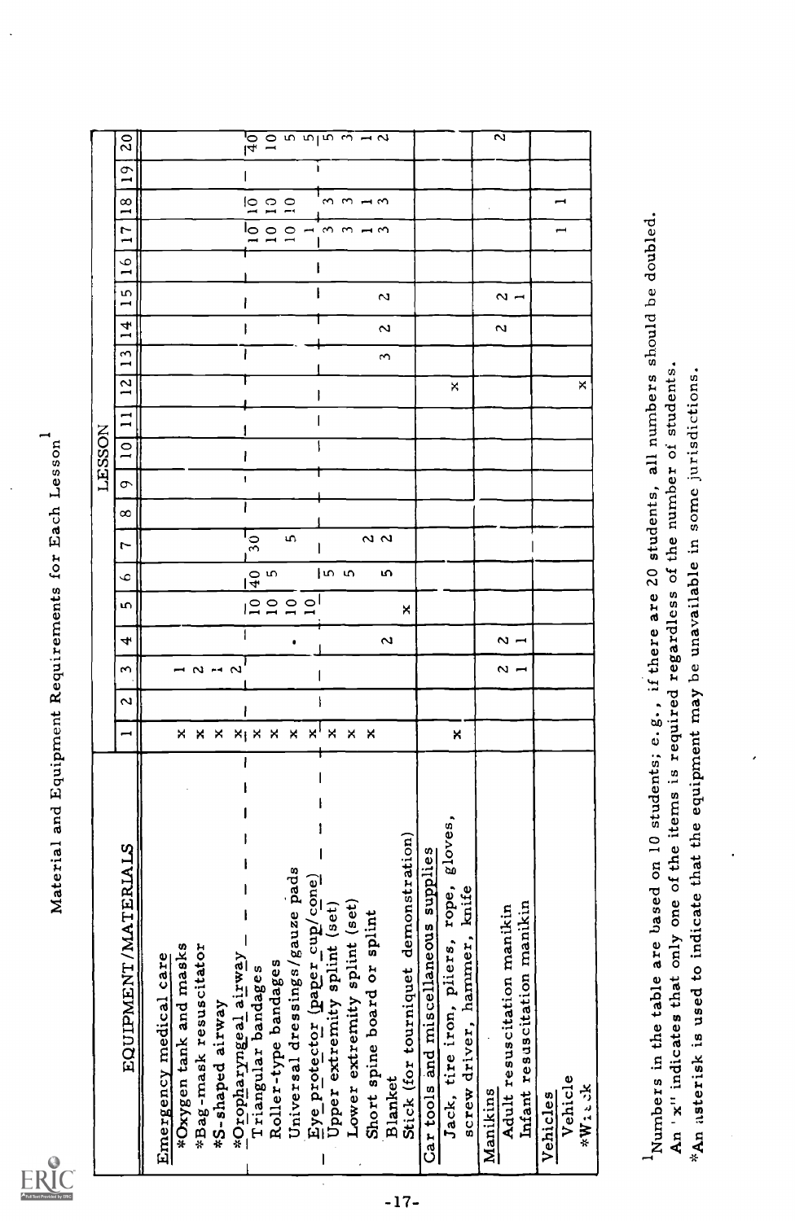# Material and Equipment Requirements for Each Lesson[1]

| EQUIPMENT/MATERIALS | LESSON 1 | 2 | 3 | 4 | 5 | 6 | 7 | 8 | 9 | 10 | 11 | 12 | 13 | 14 | 15 | 16 | 17 | 18 | 19 | 20 |
|---|---|---|---|---|---|---|---|---|---|---|---|---|---|---|---|---|---|---|---|---|
| **Emergency medical care** | | | | | | | | | | | | | | | | | | | | |
| *Oxygen tank and masks | x | | 1 | | | | | | | | | | | | | | | | | |
| *Bag-mask resuscitator | x | | 2 | | | | | | | | | | | | | | | | | |
| *S-shaped airway | x | | 1 | | | | | | | | | | | | | | | | | |
| *Oropharyngeal airway | x | | 2 | | | | | | | | | | | | | | | | | |
| Triangular bandages | x | | | | 10 | 40 | 30 | | | | | | | | | | 10 | 10 | | 40 |
| Roller-type bandages | x | | | | 10 | 5 | | | | | | | | | | | 10 | 10 | | 10 |
| Universal dressings/gauze pads | x | | | | 10 | | 5 | | | | | | | | | | 10 | 10 | | 5 |
| Eye protector (paper cup/cone) | x | | | | 10 | | | | | | | | | | | | 1 | | | 5 |
| Upper extremity splint (set) | x | | | | | 5 | | | | | | | | | | | 3 | 3 | | 5 |
| Lower extremity splint (set) | x | | | | | 5 | | | | | | | | | | | 3 | 3 | | 3 |
| Short spine board or splint | x | | | | | | 2 | | | | | | | | | | 1 | 1 | | 1 |
| Blanket | | | | 2 | | 5 | 2 | | | | | | 3 | 2 | 2 | | 3 | 3 | | 2 |
| Stick (for tourniquet demonstration) | | | | | x | | | | | | | | | | | | | | | |
| **Car tools and miscellaneous supplies** | | | | | | | | | | | | | | | | | | | | |
| Jack, tire iron, pliers, rope, gloves, screw driver, hammer, knife | x | | | | | | | | | | | x | | | | | | | | |
| **Manikins** | | | | | | | | | | | | | | | | | | | | |
| Adult resuscitation manikin | | | 2 | 2 | | | | | | | | | | 2 | 2 | | | | | 2 |
| Infant resuscitation manikin | | | 1 | 1 | | | | | | | | | | | 1 | | | | | |
| **Vehicles** | | | | | | | | | | | | | | | | | | | | |
| Vehicle | | | | | | | | | | | | | | | | | 1 | 1 | | |
| *Wreck | | | | | | | | | | | | x | | | | | | | | |

[1] Numbers in the table are based on 10 students; e.g., if there are 20 students, all numbers should be doubled.
An 'x' indicates that only one of the items is required regardless of the number of students.
*An asterisk is used to indicate that the equipment may be unavailable in some jurisdictions.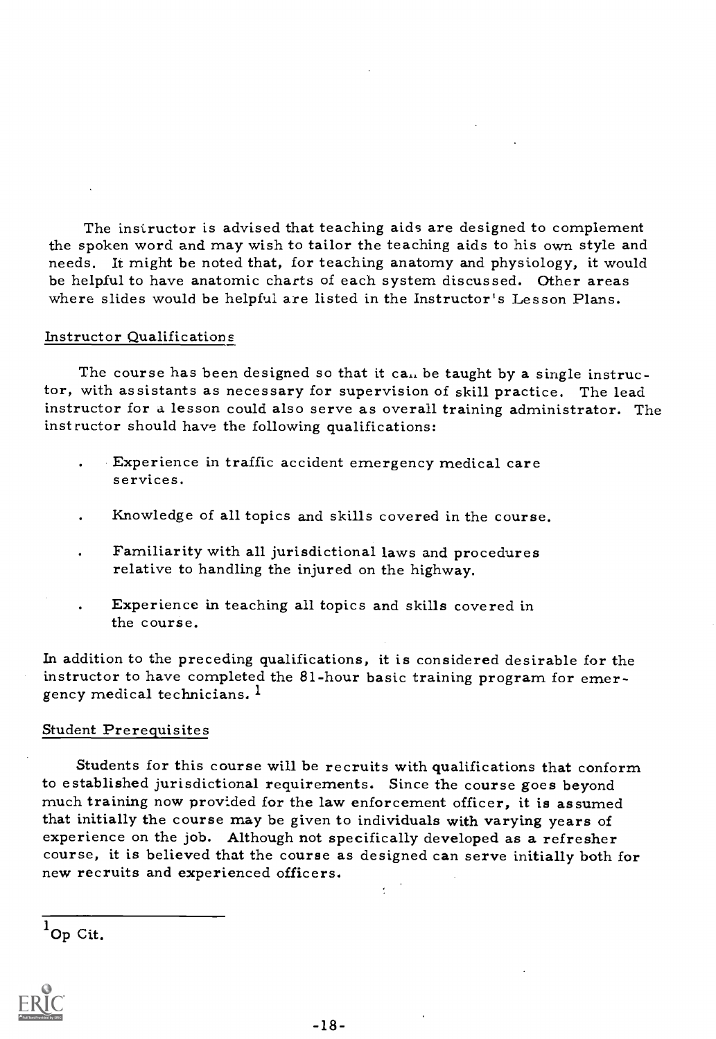The instructor is advised that teaching aids are designed to complement the spoken word and may wish to tailor the teaching aids to his own style and needs. It might be noted that, for teaching anatomy and physiology, it would be helpful to have anatomic charts of each system discussed. Other areas where slides would be helpful are listed in the Instructor's Lesson Plans.

## Instructor Qualifications

The course has been designed so that it can be taught by a single instructor, with assistants as necessary for supervision of skill practice. The lead instructor for a lesson could also serve as overall training administrator. The instructor should have the following qualifications:

- Experience in traffic accident emergency medical care services.
- Knowledge of all topics and skills covered in the course.
- Familiarity with all jurisdictional laws and procedures relative to handling the injured on the highway.
- Experience in teaching all topics and skills covered in the course.

In addition to the preceding qualifications, it is considered desirable for the instructor to have completed the 81-hour basic training program for emergency medical technicians.[1]

## Student Prerequisites

Students for this course will be recruits with qualifications that conform to established jurisdictional requirements. Since the course goes beyond much training now provided for the law enforcement officer, it is assumed that initially the course may be given to individuals with varying years of experience on the job. Although not specifically developed as a refresher course, it is believed that the course as designed can serve initially both for new recruits and experienced officers.

---

[1] Op Cit.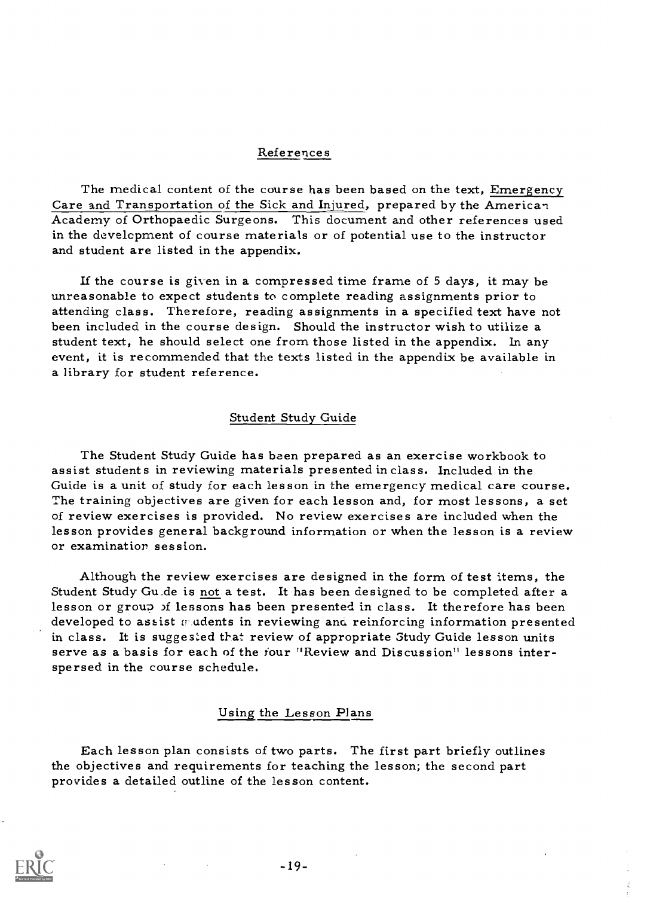## References

The medical content of the course has been based on the text, Emergency Care and Transportation of the Sick and Injured, prepared by the American Academy of Orthopaedic Surgeons. This document and other references used in the development of course materials or of potential use to the instructor and student are listed in the appendix.

If the course is given in a compressed time frame of 5 days, it may be unreasonable to expect students to complete reading assignments prior to attending class. Therefore, reading assignments in a specified text have not been included in the course design. Should the instructor wish to utilize a student text, he should select one from those listed in the appendix. In any event, it is recommended that the texts listed in the appendix be available in a library for student reference.

## Student Study Guide

The Student Study Guide has been prepared as an exercise workbook to assist students in reviewing materials presented in class. Included in the Guide is a unit of study for each lesson in the emergency medical care course. The training objectives are given for each lesson and, for most lessons, a set of review exercises is provided. No review exercises are included when the lesson provides general background information or when the lesson is a review or examination session.

Although the review exercises are designed in the form of test items, the Student Study Guide is not a test. It has been designed to be completed after a lesson or group of lessons has been presented in class. It therefore has been developed to assist students in reviewing and reinforcing information presented in class. It is suggested that review of appropriate Study Guide lesson units serve as a basis for each of the four "Review and Discussion" lessons interspersed in the course schedule.

## Using the Lesson Plans

Each lesson plan consists of two parts. The first part briefly outlines the objectives and requirements for teaching the lesson; the second part provides a detailed outline of the lesson content.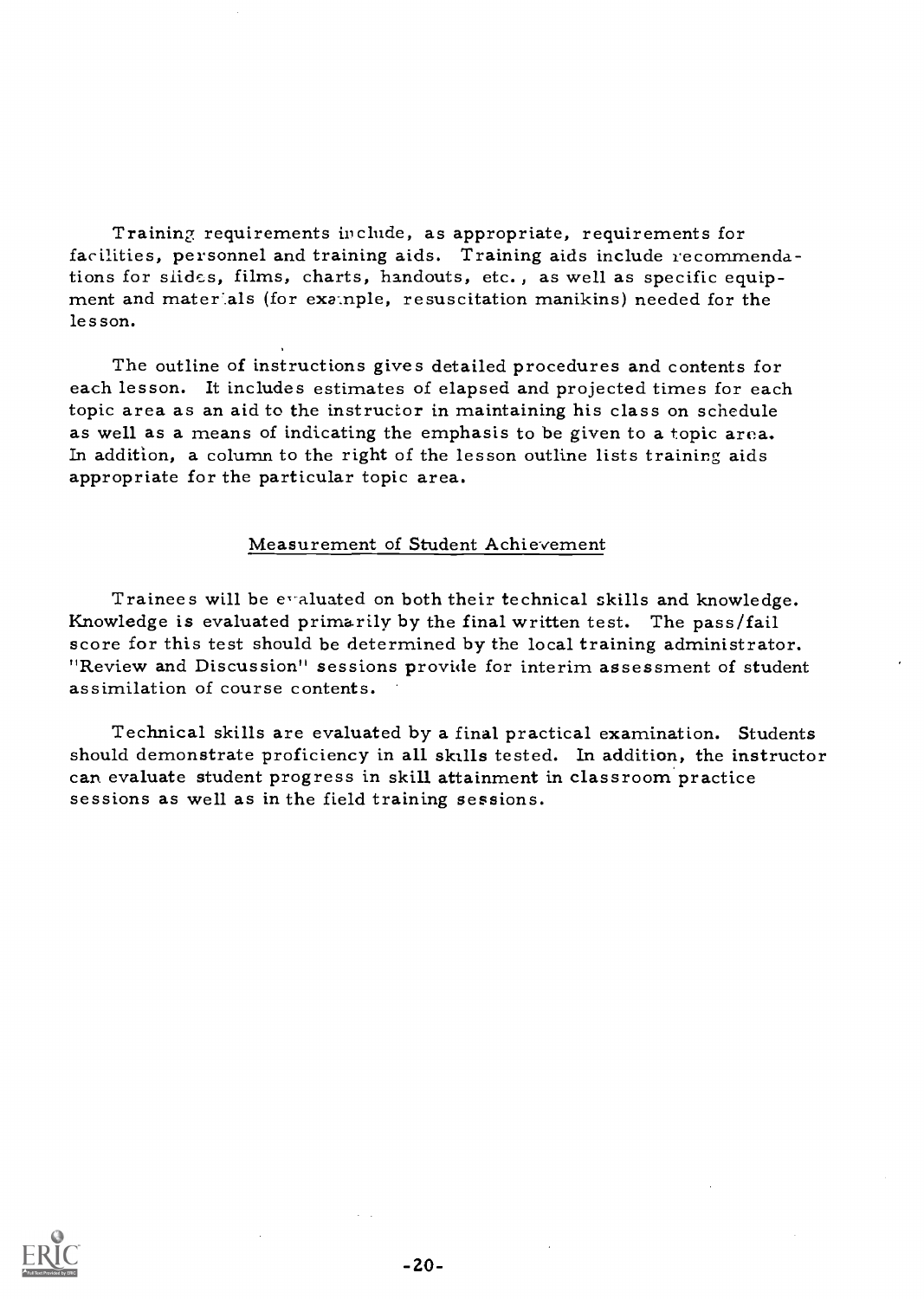Training requirements include, as appropriate, requirements for facilities, personnel and training aids. Training aids include recommendations for slides, films, charts, handouts, etc., as well as specific equipment and materials (for example, resuscitation manikins) needed for the lesson.

The outline of instructions gives detailed procedures and contents for each lesson. It includes estimates of elapsed and projected times for each topic area as an aid to the instructor in maintaining his class on schedule as well as a means of indicating the emphasis to be given to a topic area. In addition, a column to the right of the lesson outline lists training aids appropriate for the particular topic area.

## Measurement of Student Achievement

Trainees will be evaluated on both their technical skills and knowledge. Knowledge is evaluated primarily by the final written test. The pass/fail score for this test should be determined by the local training administrator. "Review and Discussion" sessions provide for interim assessment of student assimilation of course contents.

Technical skills are evaluated by a final practical examination. Students should demonstrate proficiency in all skills tested. In addition, the instructor can evaluate student progress in skill attainment in classroom practice sessions as well as in the field training sessions.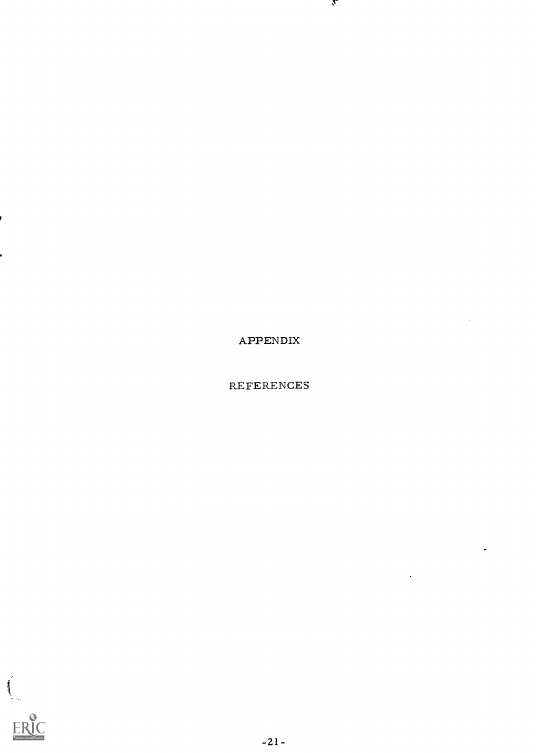# APPENDIX

## REFERENCES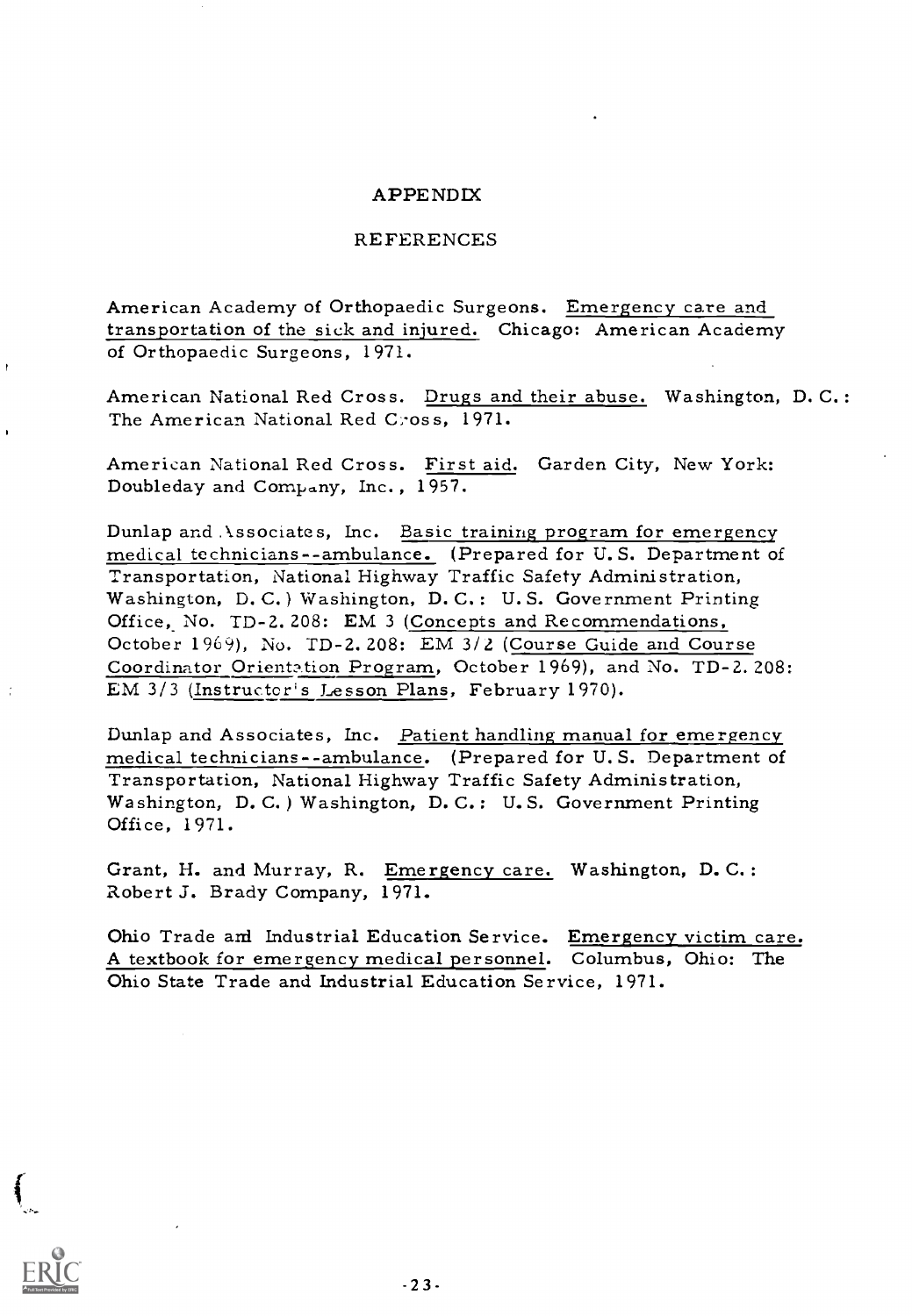# APPENDIX

## REFERENCES

American Academy of Orthopaedic Surgeons. Emergency care and transportation of the sick and injured. Chicago: American Academy of Orthopaedic Surgeons, 1971.

American National Red Cross. Drugs and their abuse. Washington, D. C.: The American National Red Cross, 1971.

American National Red Cross. First aid. Garden City, New York: Doubleday and Company, Inc., 1957.

Dunlap and Associates, Inc. Basic training program for emergency medical technicians--ambulance. (Prepared for U.S. Department of Transportation, National Highway Traffic Safety Administration, Washington, D.C.) Washington, D.C.: U.S. Government Printing Office, No. TD-2.208: EM 3 (Concepts and Recommendations, October 1969), No. TD-2.208: EM 3/2 (Course Guide and Course Coordinator Orientation Program, October 1969), and No. TD-2.208: EM 3/3 (Instructor's Lesson Plans, February 1970).

Dunlap and Associates, Inc. Patient handling manual for emergency medical technicians--ambulance. (Prepared for U.S. Department of Transportation, National Highway Traffic Safety Administration, Washington, D.C.) Washington, D.C.: U.S. Government Printing Office, 1971.

Grant, H. and Murray, R. Emergency care. Washington, D.C.: Robert J. Brady Company, 1971.

Ohio Trade and Industrial Education Service. Emergency victim care. A textbook for emergency medical personnel. Columbus, Ohio: The Ohio State Trade and Industrial Education Service, 1971.